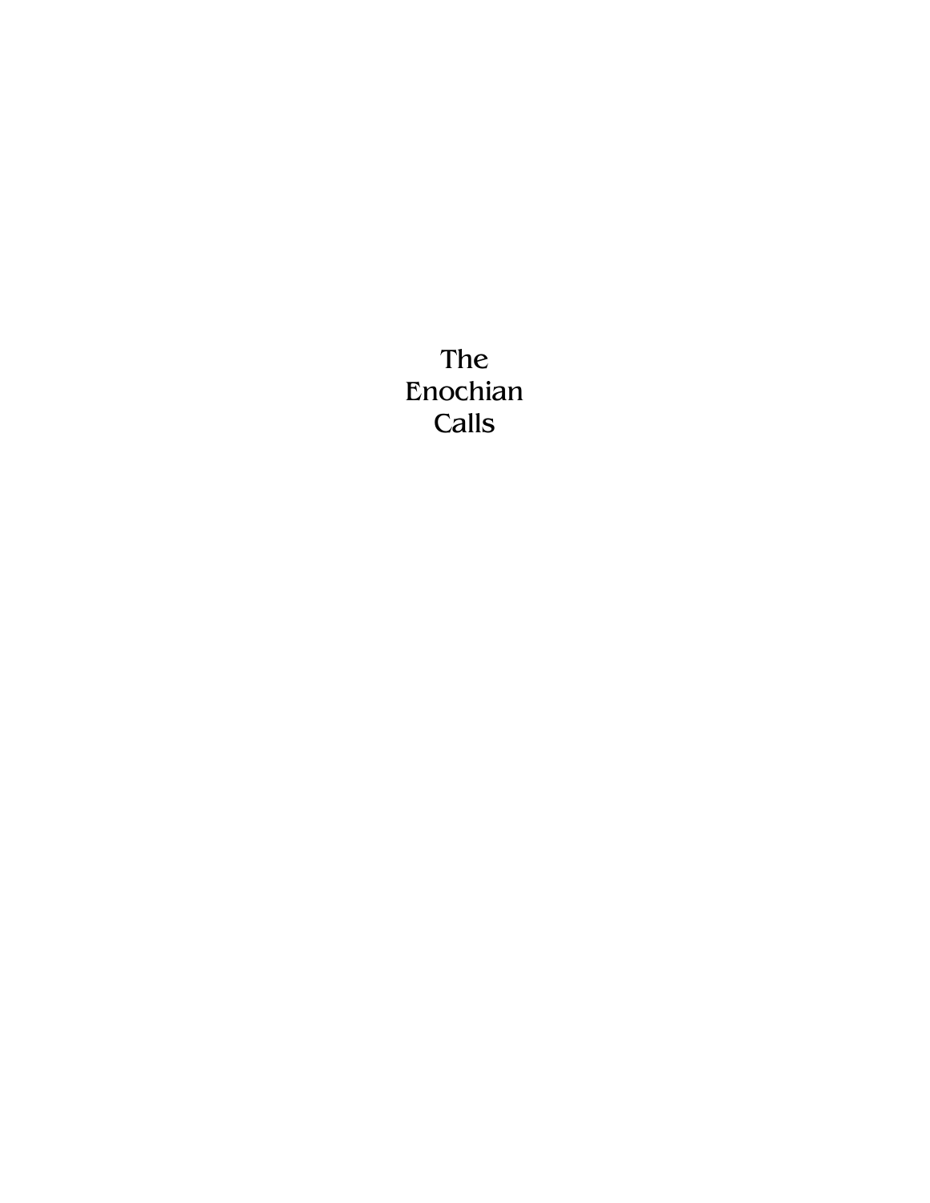# The Enochian Calls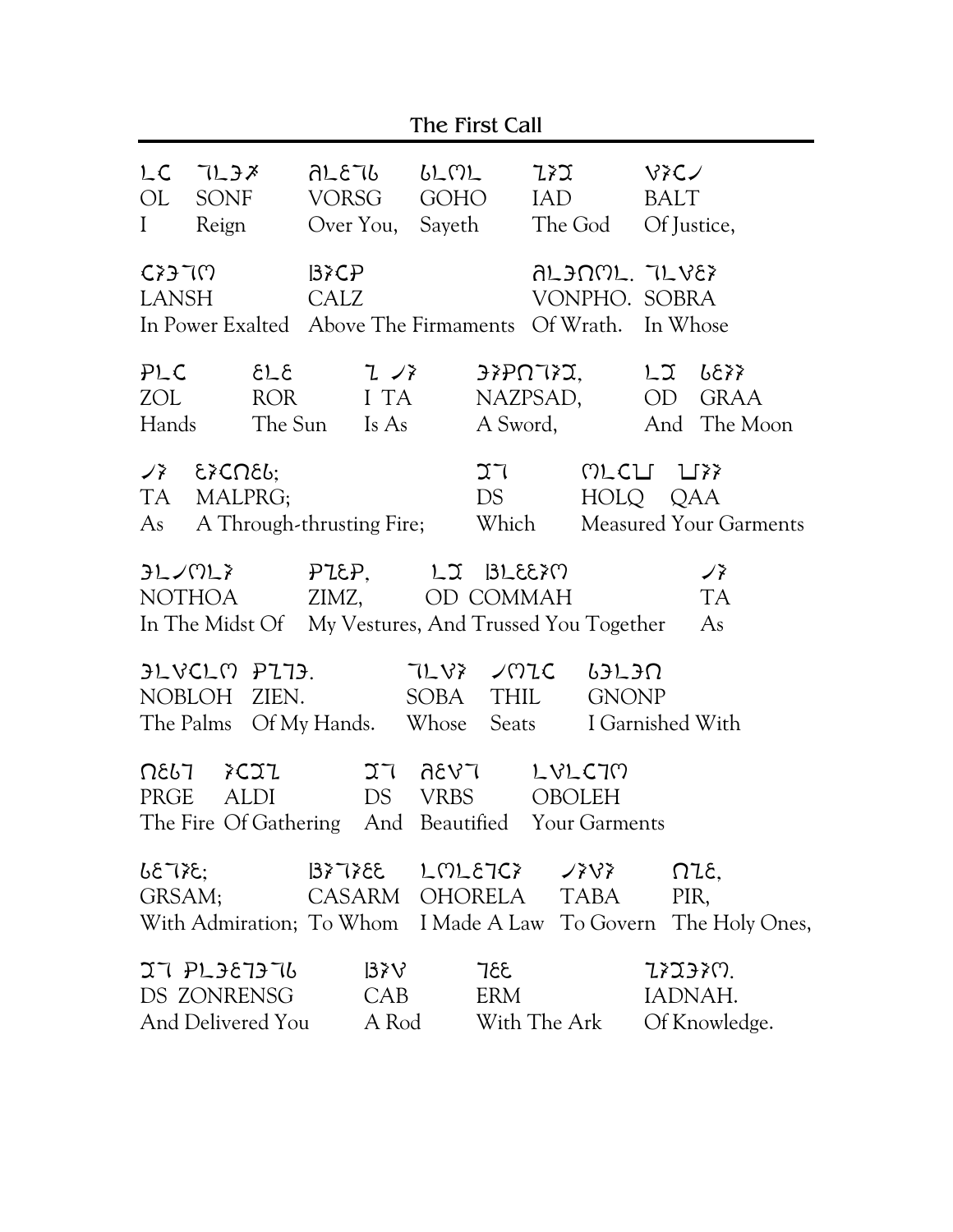## The First Call

OL SONF VORSG GOHO IAD BALT
I Reign Over You, Sayeth The God Of Justice,

LANSH CALZ VONPHO. SOBRA
In Power Exalted Above The Firmaments Of Wrath. In Whose

ZOL ROR I TA NAZPSAD, OD GRAA
Hands The Sun Is As A Sword, And The Moon

TA MALPRG; DS HOLQ QAA
As A Through-thrusting Fire; Which Measured Your Garments

NOTHOA ZIMZ, OD COMMAH TA
In The Midst Of My Vestures, And Trussed You Together As

NOBLOH ZIEN. SOBA THIL GNONP
The Palms Of My Hands. Whose Seats I Garnished With

PRGE ALDI DS VRBS OBOLEH
The Fire Of Gathering And Beautified Your Garments

GRSAM; CASARM OHORELA TABA PIR,
With Admiration; To Whom I Made A Law To Govern The Holy Ones,

DS ZONRENSG CAB ERM IADNAH.
And Delivered You A Rod With The Ark Of Knowledge.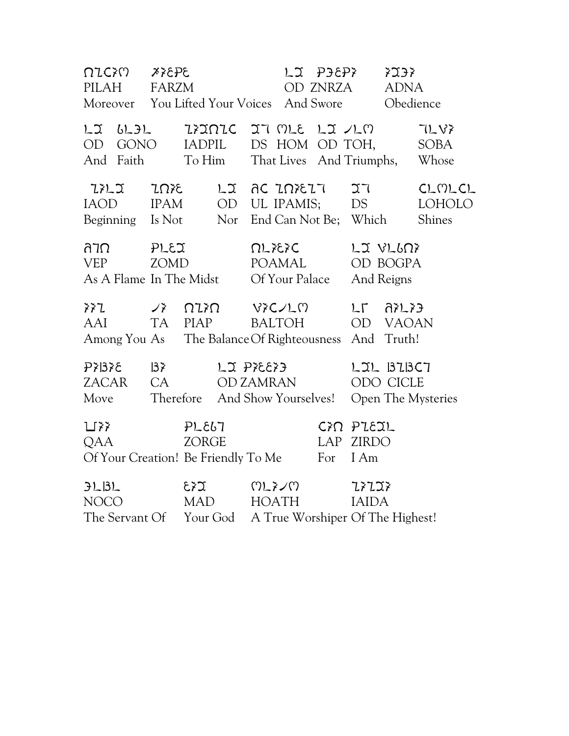PILAH FARZM OD ZNRZA ADNA
Moreover You Lifted Your Voices And Swore Obedience

OD GONO IADPIL DS HOM OD TOH, SOBA
And Faith To Him That Lives And Triumphs, Whose

IAOD IPAM OD UL IPAMIS; DS LOHOLO
Beginning Is Not Nor End Can Not Be; Which Shines

VEP ZOMD POAMAL OD BOGPA
As A Flame In The Midst Of Your Palace And Reigns

AAI TA PIAP BALTOH OD VAOAN
Among You As The Balance Of Righteousness And Truth!

ZACAR CA OD ZAMRAN ODO CICLE
Move Therefore And Show Yourselves! Open The Mysteries

QAA ZORGE LAP ZIRDO
Of Your Creation! Be Friendly To Me For I Am

NOCO MAD HOATH IAIDA
The Servant Of Your God A True Worshiper Of The Highest!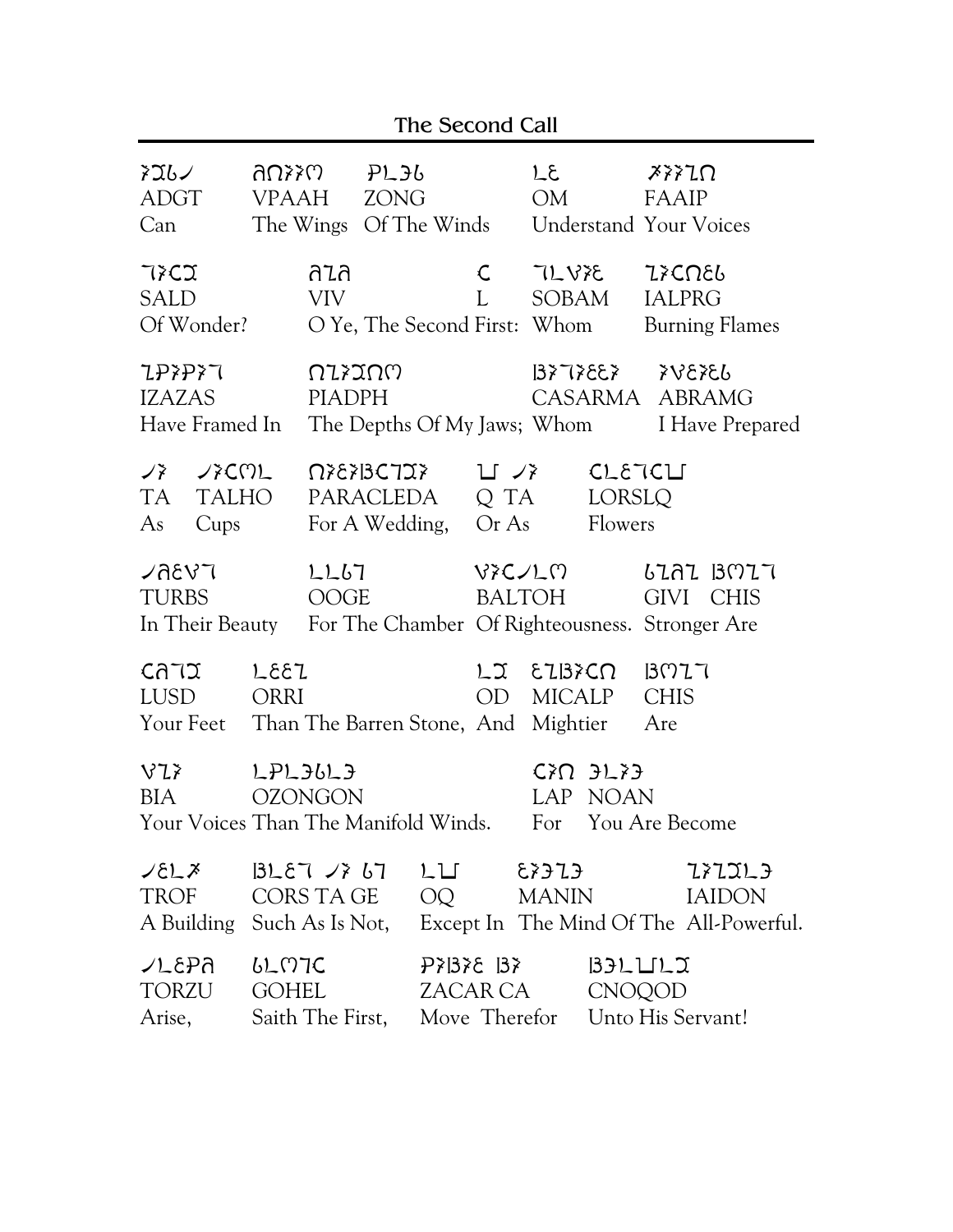## The Second Call

| ADGT | VPAAH | ZONG | OM | FAAIP |
|---|---|---|---|---|
| Can | The Wings | Of The Winds | Understand | Your Voices |

| SALD | VIV | L | SOBAM | IALPRG |
|---|---|---|---|---|
| Of Wonder? | O Ye, The Second | First: | Whom | Burning Flames |

| IZAZAS | PIADPH | CASARMA | ABRAMG |
|---|---|---|---|
| Have Framed In | The Depths Of My Jaws; | Whom | I Have Prepared |

| TA | TALHO | PARACLEDA | Q TA | LORSLQ |
|---|---|---|---|---|
| As | Cups | For A Wedding, | Or As | Flowers |

| TURBS | OOGE | BALTOH | GIVI | CHIS |
|---|---|---|---|---|
| In Their Beauty | For The Chamber | Of Righteousness. | Stronger | Are |

| LUSD | ORRI | OD | MICALP | CHIS |
|---|---|---|---|---|
| Your Feet | Than The Barren Stone, | And | Mightier | Are |

| BIA | OZONGON | LAP | NOAN |
|---|---|---|---|
| Your Voices | Than The Manifold Winds. | For | You Are Become |

| TROF | CORS TA GE | OQ | MANIN | IAIDON |
|---|---|---|---|---|
| A Building | Such As Is Not, | Except In | The Mind Of The | All-Powerful. |

| TORZU | GOHEL | ZACAR CA | CNOQOD |
|---|---|---|---|
| Arise, | Saith The First, | Move Therefor | Unto His Servant! |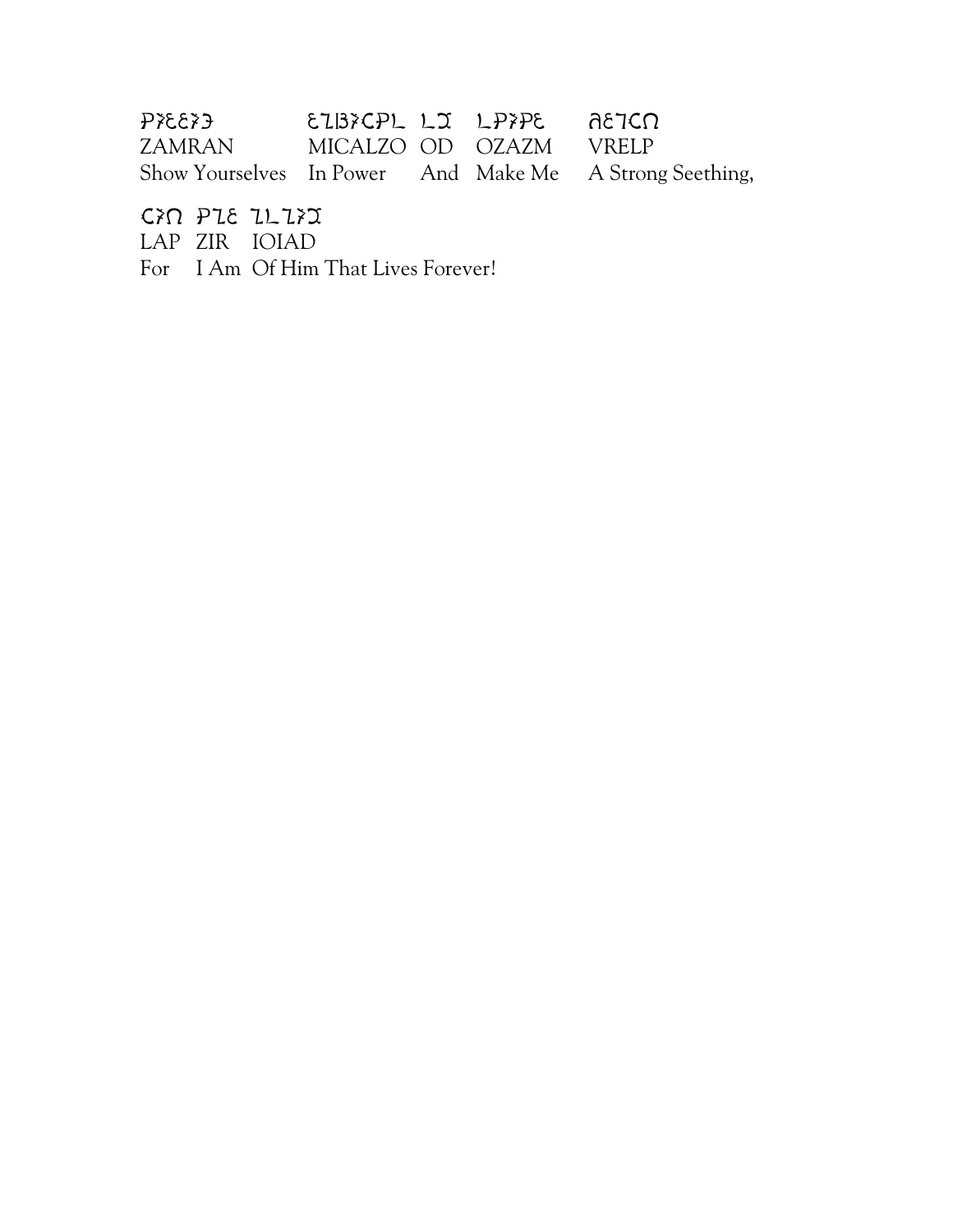| ZAMRAN | MICALZO | OD | OZAZM | VRELP |
|---|---|---|---|---|
| Show Yourselves | In Power | And | Make Me | A Strong Seething, |

| LAP | ZIR | IOIAD |
|---|---|---|
| For | I Am | Of Him That Lives Forever! |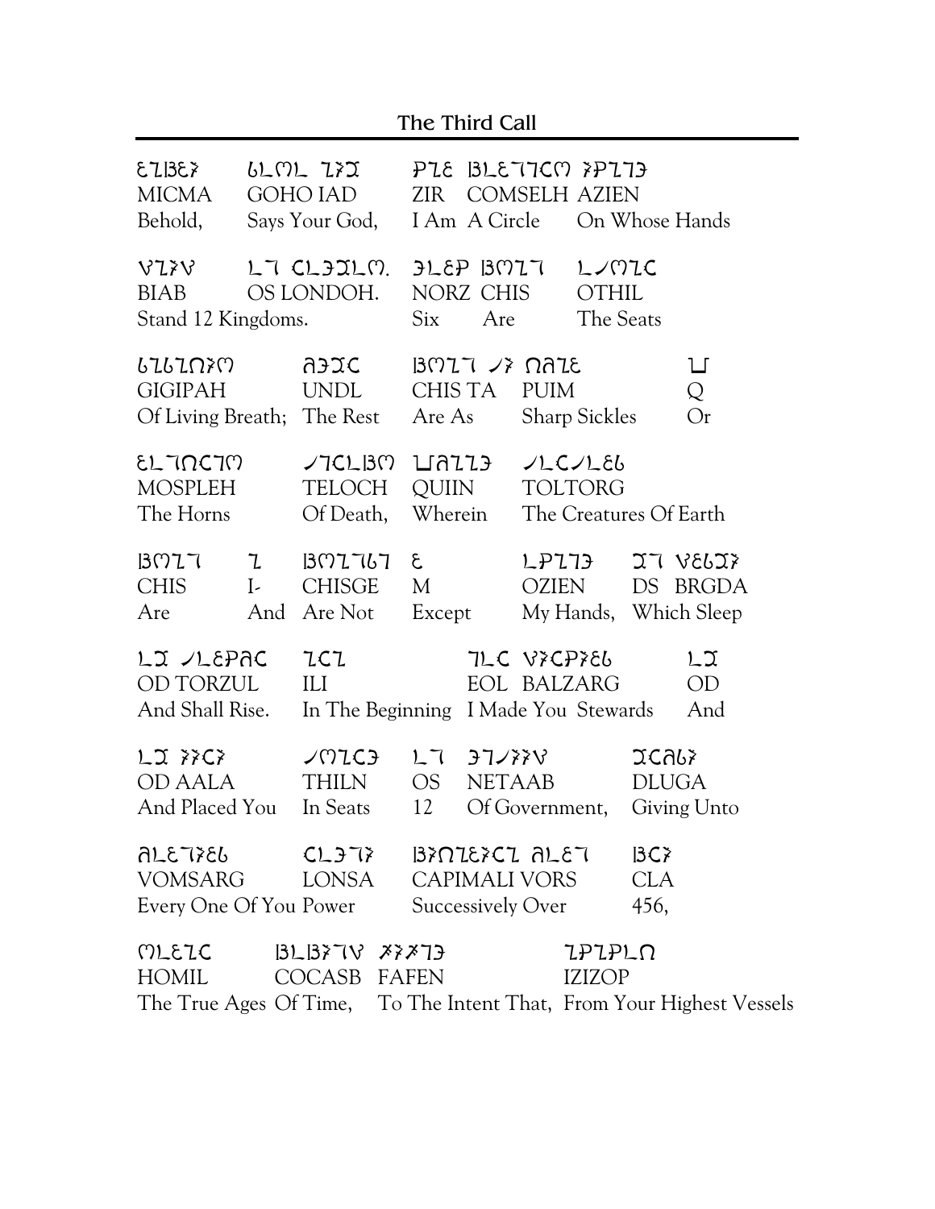## The Third Call

MICMA GOHO IAD ZIR COMSELH AZIEN
Behold, Says Your God, I Am A Circle On Whose Hands

BIAB OS LONDOH. NORZ CHIS OTHIL
Stand 12 Kingdoms. Six Are The Seats

GIGIPAH UNDL CHIS TA PUIM Q
Of Living Breath; The Rest Are As Sharp Sickles Or

MOSPLEH TELOCH QUIIN TOLTORG
The Horns Of Death, Wherein The Creatures Of Earth

CHIS I- CHISGE M OZIEN DS BRGDA
Are And Are Not Except My Hands, Which Sleep

OD TORZUL ILI EOL BALZARG OD
And Shall Rise. In The Beginning I Made You Stewards And

OD AALA THILN OS NETAAB DLUGA
And Placed You In Seats 12 Of Government, Giving Unto

VOMSARG LONSA CAPIMALI VORS CLA
Every One Of You Power Successively Over 456,

HOMIL COCASB FAFEN IZIZOP
The True Ages Of Time, To The Intent That, From Your Highest Vessels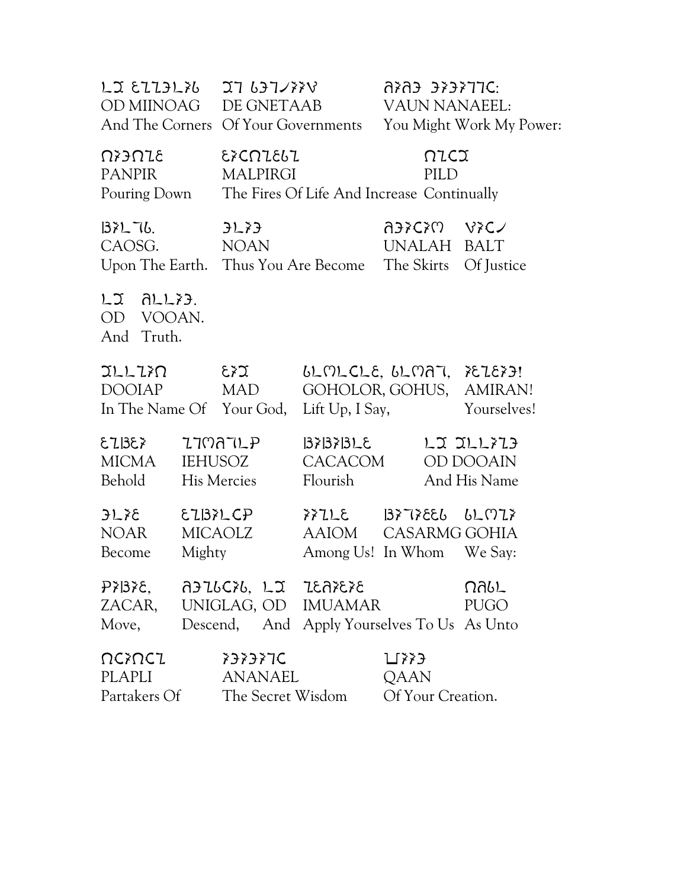OD MIINOAG DE GNETAAB VAUN NANAEEL:
And The Corners Of Your Governments You Might Work My Power:

PANPIR MALPIRGI PILD
Pouring Down The Fires Of Life And Increase Continually

CAOSG. NOAN UNALAH BALT
Upon The Earth. Thus You Are Become The Skirts Of Justice

OD VOOAN.
And Truth.

DOOIAP MAD GOHOLOR, GOHUS, AMIRAN!
In The Name Of Your God, Lift Up, I Say, Yourselves!

MICMA IEHUSOZ CACACOM OD DOOAIN
Behold His Mercies Flourish And His Name

NOAR MICAOLZ AAIOM CASARMG GOHIA
Become Mighty Among Us! In Whom We Say:

ZACAR, UNIGLAG, OD IMUAMAR PUGO
Move, Descend, And Apply Yourselves To Us As Unto

PLAPLI ANANAEL QAAN
Partakers Of The Secret Wisdom Of Your Creation.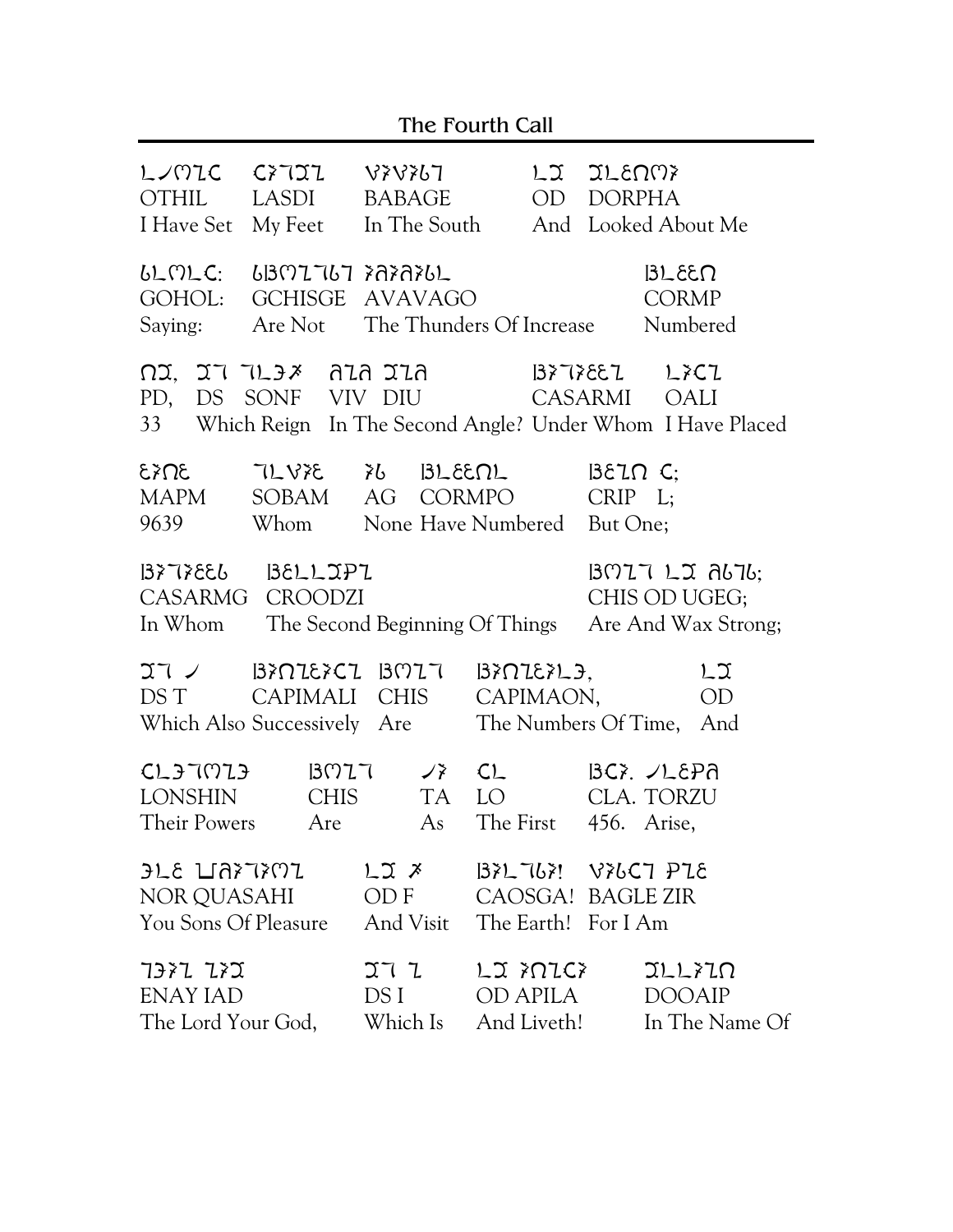## The Fourth Call

OTHIL LASDI BABAGE OD DORPHA
I Have Set My Feet In The South And Looked About Me

GOHOL: GCHISGE AVAVAGO CORMP
Saying: Are Not The Thunders Of Increase Numbered

PD, DS SONF VIV DIU CASARMI OALI
33 Which Reign In The Second Angle? Under Whom I Have Placed

MAPM SOBAM AG CORMPO CRIP L;
9639 Whom None Have Numbered But One;

CASARMG CROODZI CHIS OD UGEG;
In Whom The Second Beginning Of Things Are And Wax Strong;

DS T CAPIMALI CHIS CAPIMAON, OD
Which Also Successively Are The Numbers Of Time, And

LONSHIN CHIS TA LO CLA. TORZU
Their Powers Are As The First 456. Arise,

NOR QUASAHI OD F CAOSGA! BAGLE ZIR
You Sons Of Pleasure And Visit The Earth! For I Am

ENAY IAD DS I OD APILA DOOAIP
The Lord Your God, Which Is And Liveth! In The Name Of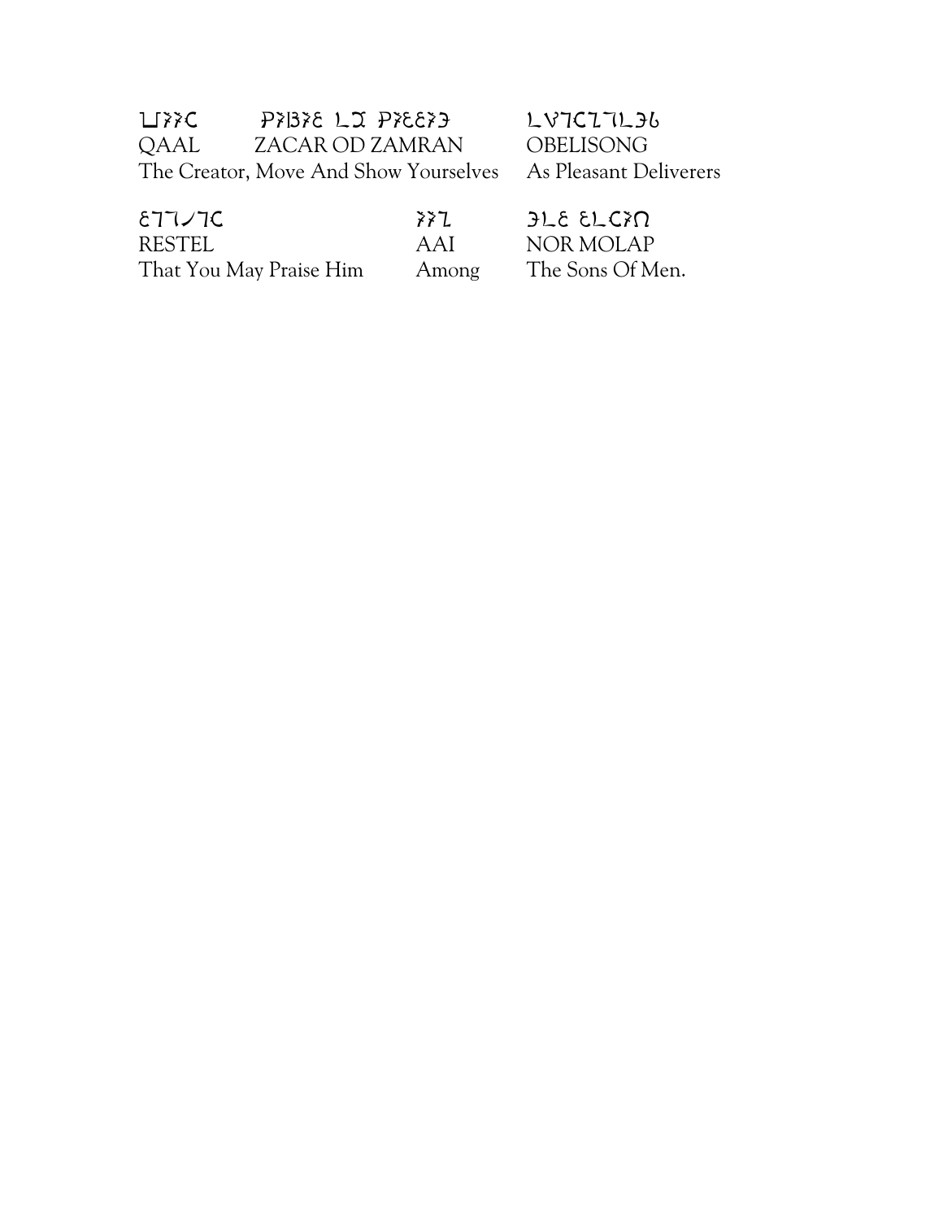| ⊔⁊⁊C | P⁊B⁊Ɛ LƆ P⁊ƐƐ⁊Ǝ | LV7CZ7LƎ6 |
|---|---|---|
| QAAL | ZACAR OD ZAMRAN | OBELISONG |
| The Creator, | Move And Show Yourselves | As Pleasant Deliverers |

| Ɛ77/7C | ⁊⁊Z | ƎLƐ ƐLC⁊Ω |
|---|---|---|
| RESTEL | AAI | NOR MOLAP |
| That You May Praise Him | Among | The Sons Of Men. |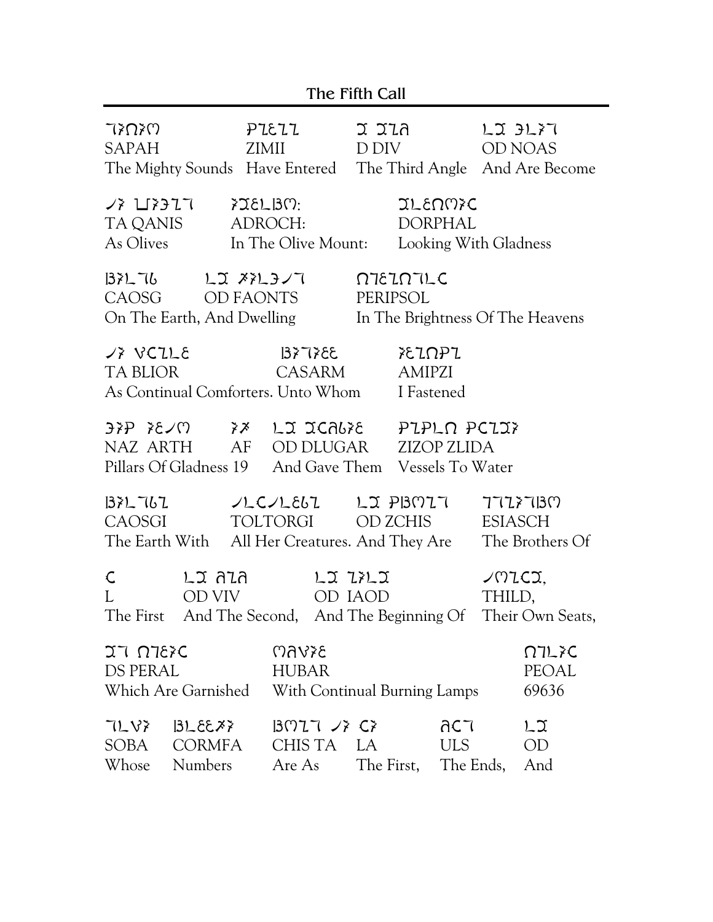## The Fifth Call

| SAPAH | ZIMII | D DIV | OD NOAS |
|---|---|---|---|
| The Mighty Sounds | Have Entered | The Third Angle | And Are Become |

| TA QANIS | ADROCH: | DORPHAL |
|---|---|---|
| As Olives | In The Olive Mount: | Looking With Gladness |

| CAOSG | OD FAONTS | PERIPSOL |
|---|---|---|
| On The Earth, | And Dwelling | In The Brightness Of The Heavens |

| TA BLIOR | CASARM | AMIPZI |
|---|---|---|
| As Continual Comforters. | Unto Whom | I Fastened |

| NAZ ARTH | AF | OD DLUGAR | ZIZOP ZLIDA |
|---|---|---|---|
| Pillars Of Gladness | 19 | And Gave Them | Vessels To Water |

| CAOSGI | TOLTORGI | OD ZCHIS | ESIASCH |
|---|---|---|---|
| The Earth With | All Her Creatures. | And They Are | The Brothers Of |

| L | OD VIV | OD IAOD | THILD, |
|---|---|---|---|
| The First | And The Second, | And The Beginning Of | Their Own Seats, |

| DS PERAL | HUBAR | PEOAL |
|---|---|---|
| Which Are Garnished | With Continual Burning Lamps | 69636 |

| SOBA | CORMFA | CHIS TA | LA | ULS | OD |
|---|---|---|---|---|---|
| Whose | Numbers | Are As | The First, | The Ends, | And |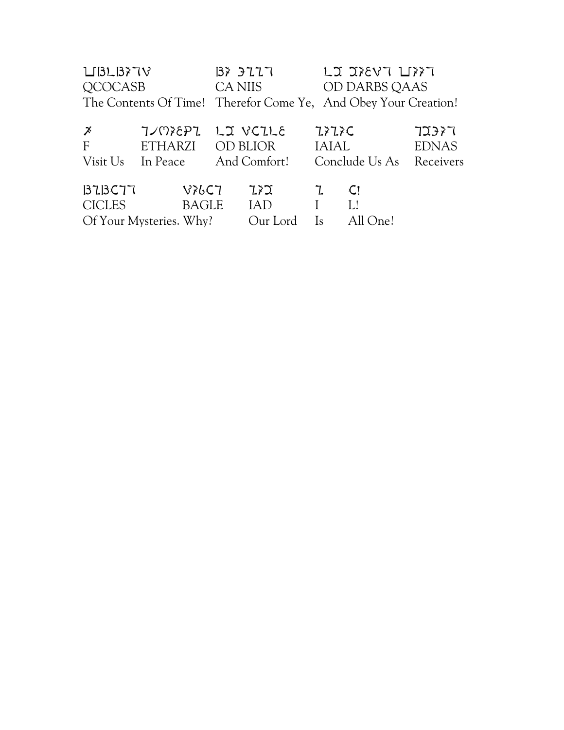| QCOCASB | CA NIIS | OD DARBS QAAS |
| --- | --- | --- |
| The Contents Of Time! | Therefor Come Ye, | And Obey Your Creation! |

| F | ETHARZI | OD BLIOR | IAIAL | EDNAS |
| --- | --- | --- | --- | --- |
| Visit Us | In Peace | And Comfort! | Conclude Us As | Receivers |

| CICLES | BAGLE | IAD | I | L! |
| --- | --- | --- | --- | --- |
| Of Your Mysteries. | Why? | Our Lord | Is | All One! |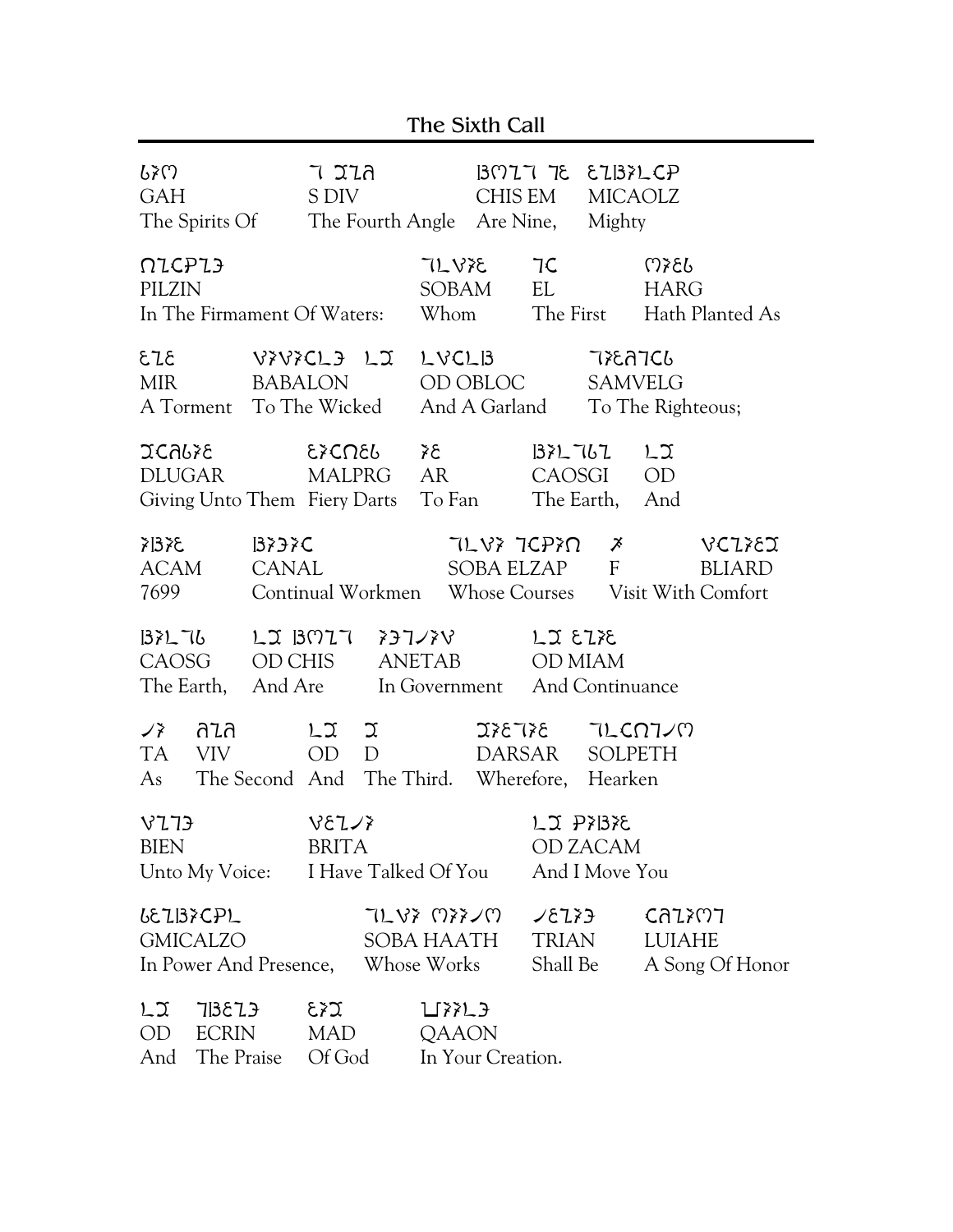## The Sixth Call

| GAH | S DIV | CHIS EM | MICAOLZ |
|---|---|---|---|
| The Spirits Of | The Fourth Angle | Are Nine, | Mighty |

| PILZIN | SOBAM | EL | HARG |
|---|---|---|---|
| In The Firmament Of Waters: | Whom | The First | Hath Planted As |

| MIR | BABALON | OD OBLOC | SAMVELG |
|---|---|---|---|
| A Torment | To The Wicked | And A Garland | To The Righteous; |

| DLUGAR | MALPRG | AR | CAOSGI | OD |
|---|---|---|---|---|
| Giving Unto Them | Fiery Darts | To Fan | The Earth, | And |

| ACAM | CANAL | SOBA ELZAP | F | BLIARD |
|---|---|---|---|---|
| 7699 | Continual Workmen | Whose Courses | Visit With Comfort | |

| CAOSG | OD CHIS | ANETAB | OD MIAM |
|---|---|---|---|
| The Earth, | And Are | In Government | And Continuance |

| TA | VIV | OD | D | DARSAR | SOLPETH |
|---|---|---|---|---|---|
| As | The Second | And | The Third. | Wherefore, | Hearken |

| BIEN | BRITA | OD ZACAM |
|---|---|---|
| Unto My Voice: | I Have Talked Of You | And I Move You |

| GMICALZO | SOBA HAATH | TRIAN | LUIAHE |
|---|---|---|---|
| In Power And Presence, | Whose Works | Shall Be | A Song Of Honor |

| OD | ECRIN | MAD | QAAON |
|---|---|---|---|
| And | The Praise | Of God | In Your Creation. |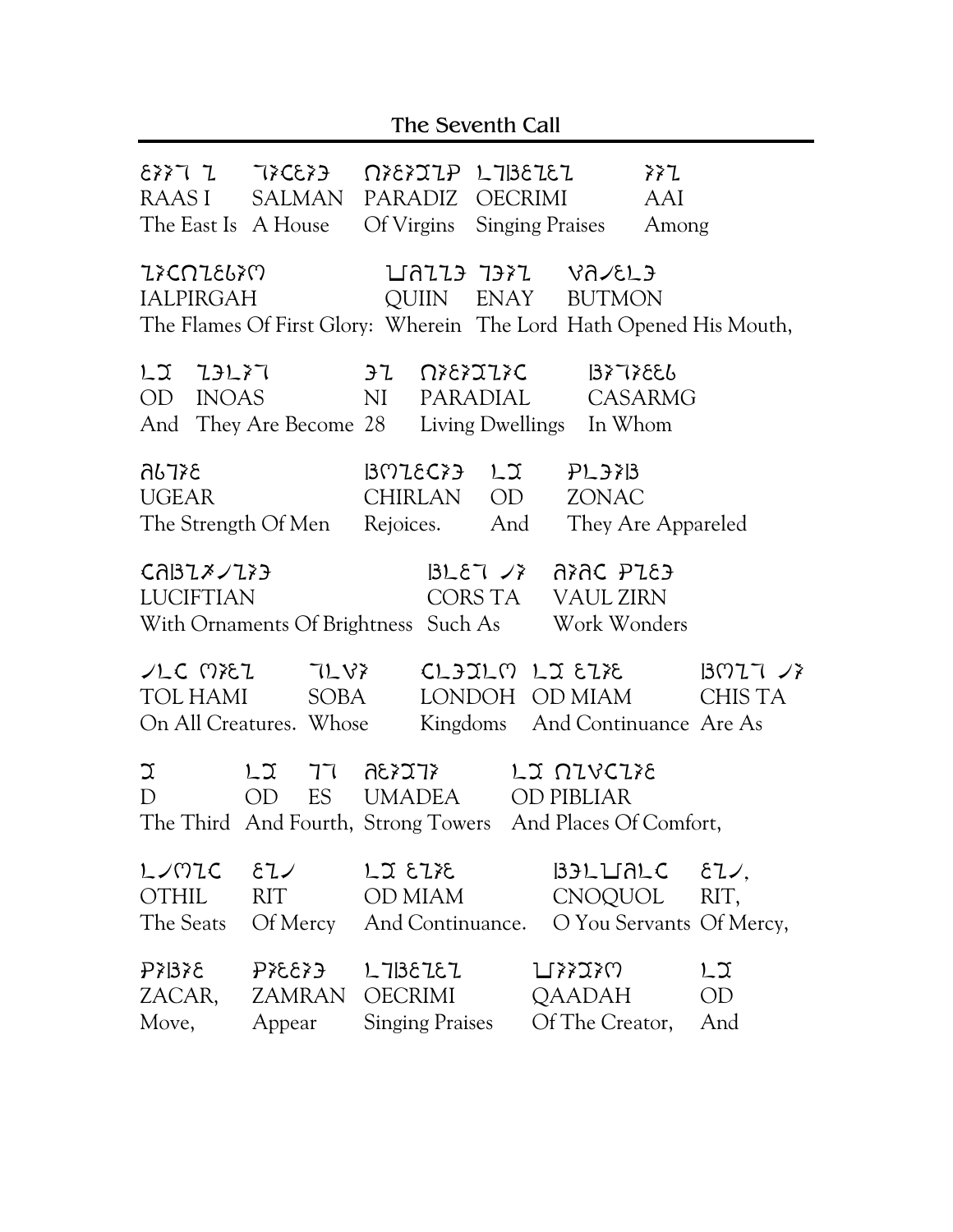## The Seventh Call

RAAS I SALMAN PARADIZ OECRIMI AAI
The East Is A House Of Virgins Singing Praises Among

IALPIRGAH QUIIN ENAY BUTMON
The Flames Of First Glory: Wherein The Lord Hath Opened His Mouth,

OD INOAS NI PARADIAL CASARMG
And They Are Become 28 Living Dwellings In Whom

UGEAR CHIRLAN OD ZONAC
The Strength Of Men Rejoices. And They Are Appareled

LUCIFTIAN CORS TA VAUL ZIRN
With Ornaments Of Brightness Such As Work Wonders

TOL HAMI SOBA LONDOH OD MIAM CHIS TA
On All Creatures. Whose Kingdoms And Continuance Are As

D OD ES UMADEA OD PIBLIAR
The Third And Fourth, Strong Towers And Places Of Comfort,

OTHIL RIT OD MIAM CNOQUOL RIT,
The Seats Of Mercy And Continuance. O You Servants Of Mercy,

ZACAR, ZAMRAN OECRIMI QAADAH OD
Move, Appear Singing Praises Of The Creator, And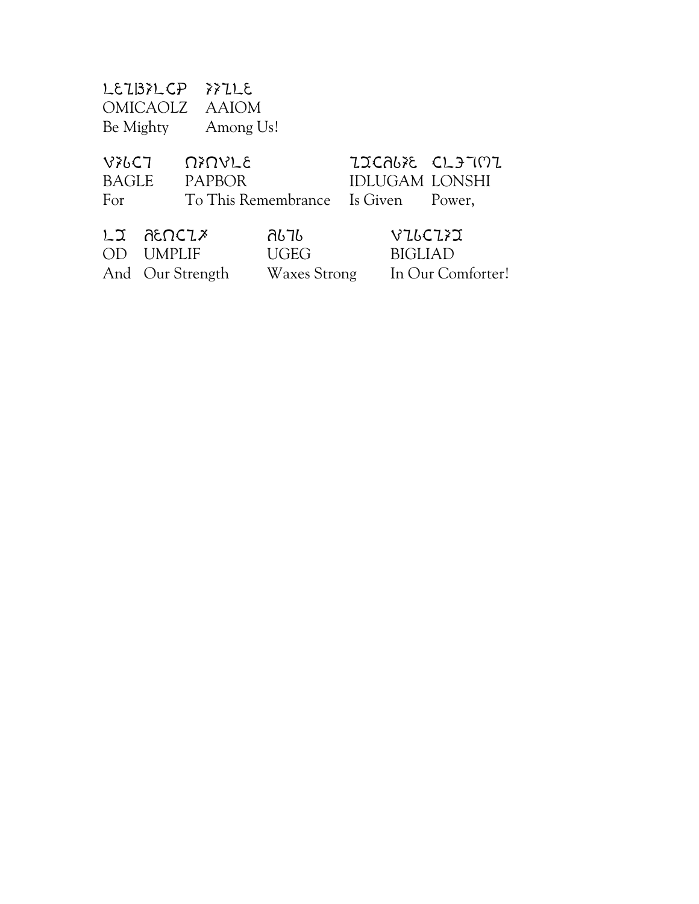| OMICAOLZ | AAIOM |
|---|---|
| Be Mighty | Among Us! |

| BAGLE | PAPBOR | IDLUGAM | LONSHI |
|---|---|---|---|
| For | To This Remembrance | Is Given | Power, |

| OD | UMPLIF | UGEG | BIGLIAD |
|---|---|---|---|
| And | Our Strength | Waxes Strong | In Our Comforter! |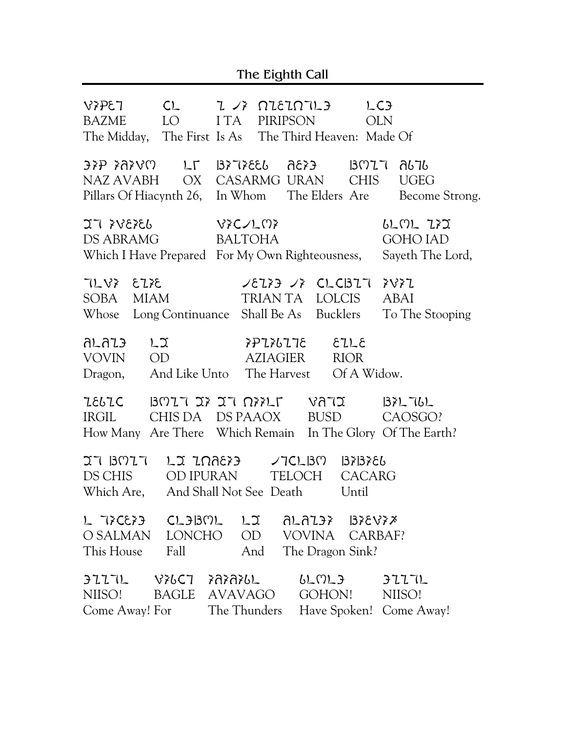# The Eighth Call

BAZME LO I TA PIRIPSON OLN
The Midday, The First Is As The Third Heaven: Made Of

NAZ AVABH OX CASARMG URAN CHIS UGEG
Pillars Of Hiacynth 26, In Whom The Elders Are Become Strong.

DS ABRAMG BALTOHA GOHO IAD
Which I Have Prepared For My Own Righteousness, Sayeth The Lord,

SOBA MIAM TRIAN TA LOLCIS ABAI
Whose Long Continuance Shall Be As Bucklers To The Stooping

VOVIN OD AZIAGIER RIOR
Dragon, And Like Unto The Harvest Of A Widow.

IRGIL CHIS DA DS PAAOX BUSD CAOSGO?
How Many Are There Which Remain In The Glory Of The Earth?

DS CHIS OD IPURAN TELOCH CACARG
Which Are, And Shall Not See Death Until

O SALMAN LONCHO OD VOVINA CARBAF?
This House Fall And The Dragon Sink?

NIISO! BAGLE AVAVAGO GOHON! NIISO!
Come Away! For The Thunders Have Spoken! Come Away!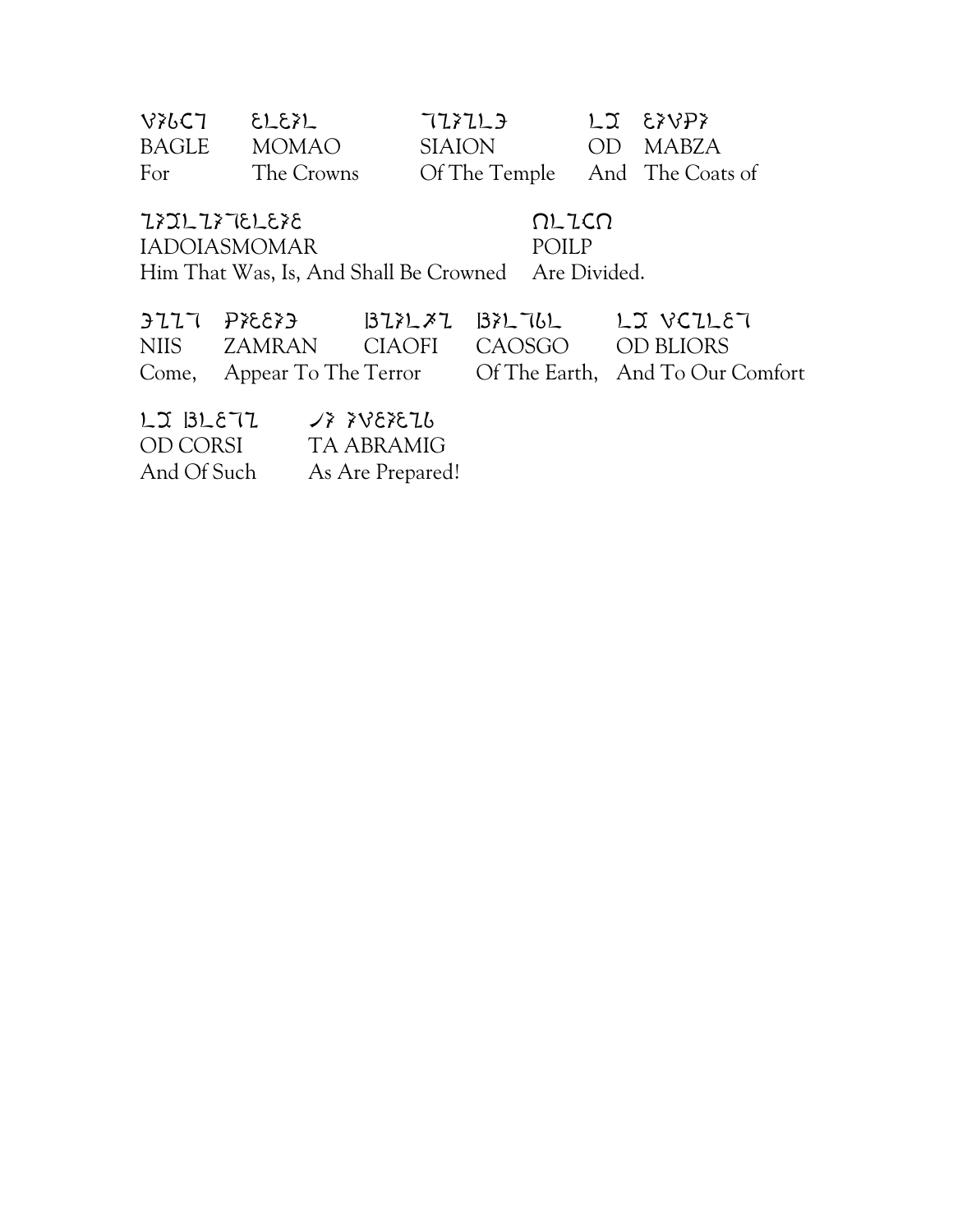| BAGLE | MOMAO | SIAION | OD | MABZA |
|---|---|---|---|---|
| For | The Crowns | Of The Temple | And | The Coats of |

| IADOIASMOMAR | POILP |
|---|---|
| Him That Was, Is, And Shall Be Crowned | Are Divided. |

| NIIS | ZAMRAN | CIAOFI | CAOSGO | OD BLIORS |
|---|---|---|---|---|
| Come, | Appear To The Terror | | Of The Earth, | And To Our Comfort |

| OD CORSI | TA ABRAMIG |
|---|---|
| And Of Such | As Are Prepared! |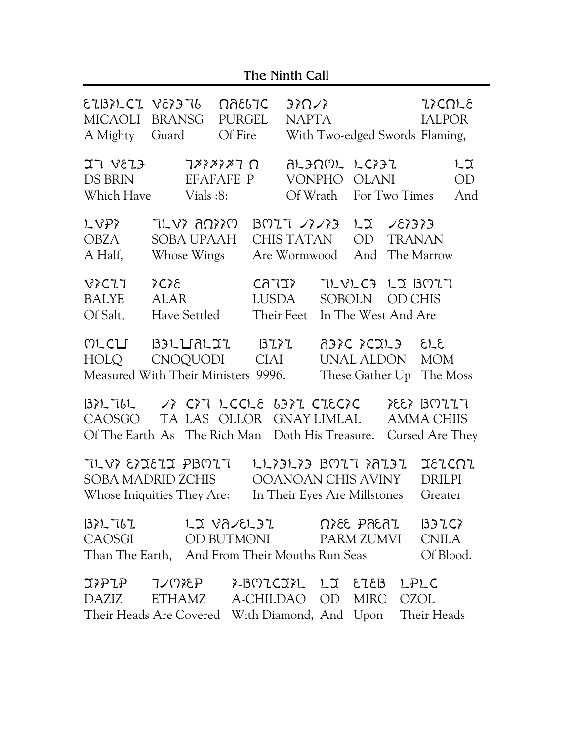## The Ninth Call

MICAOLI BRANSG PURGEL NAPTA IALPOR
A Mighty Guard Of Fire With Two-edged Swords Flaming,

DS BRIN EFAFAFE P VONPHO OLANI OD
Which Have Vials :8: Of Wrath For Two Times And

OBZA SOBA UPAAH CHIS TATAN OD TRANAN
A Half, Whose Wings Are Wormwood And The Marrow

BALYE ALAR LUSDA SOBOLN OD CHIS
Of Salt, Have Settled Their Feet In The West And Are

HOLQ CNOQUODI CIAI UNAL ALDON MOM
Measured With Their Ministers 9996. These Gather Up The Moss

CAOSGO TA LAS OLLOR GNAY LIMLAL AMMA CHIIS
Of The Earth As The Rich Man Doth His Treasure. Cursed Are They

SOBA MADRID ZCHIS OOANOAN CHIS AVINY DRILPI
Whose Iniquities They Are: In Their Eyes Are Millstones Greater

CAOSGI OD BUTMONI PARM ZUMVI CNILA
Than The Earth, And From Their Mouths Run Seas Of Blood.

DAZIZ ETHAMZ A-CHILDAO OD MIRC OZOL
Their Heads Are Covered With Diamond, And Upon Their Heads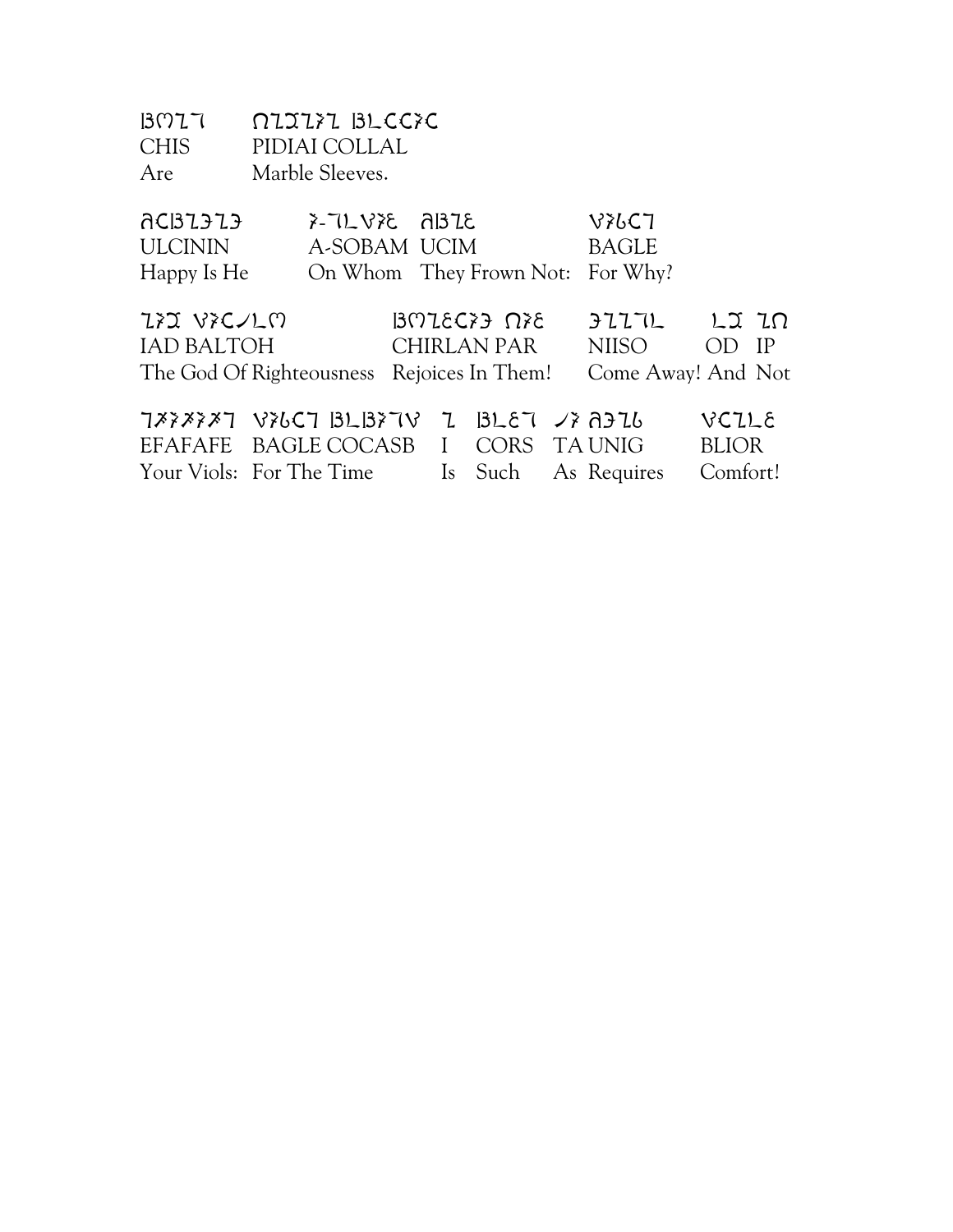| CHIS | PIDIAI COLLAL |
|---|---|
| Are | Marble Sleeves. |

| ULCININ | A-SOBAM | UCIM | BAGLE |
|---|---|---|---|
| Happy Is He | On Whom | They Frown Not: | For Why? |

| IAD BALTOH | CHIRLAN PAR | NIISO | OD | IP |
|---|---|---|---|---|
| The God Of Righteousness | Rejoices In Them! | Come Away! | And | Not |

| EFAFAFE | BAGLE COCASB | I | CORS | TA UNIG | BLIOR |
|---|---|---|---|---|---|
| Your Viols: | For The Time | Is | Such | As Requires | Comfort! |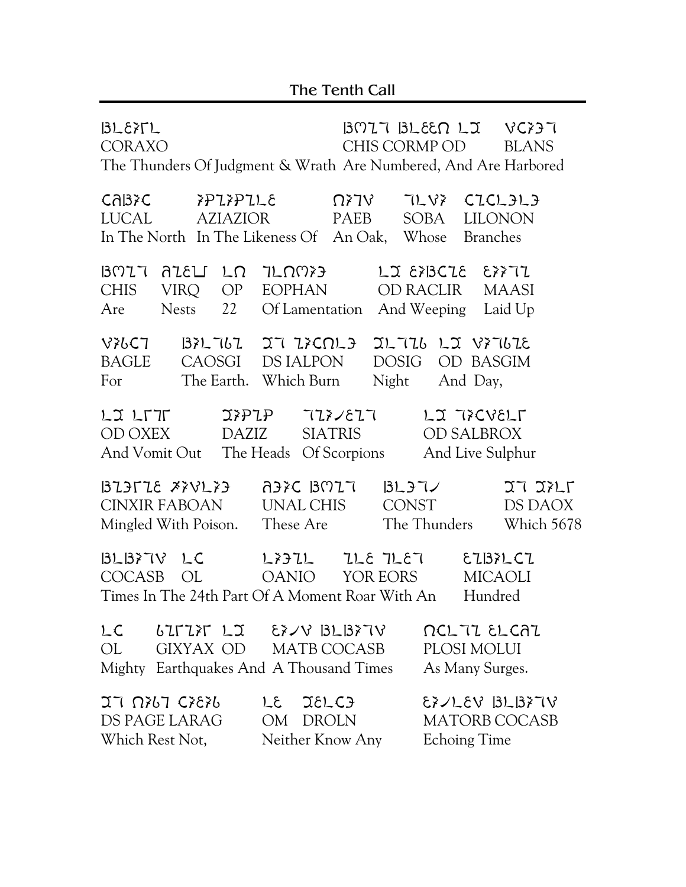# The Tenth Call

CORAXO CHIS CORMP OD BLANS
The Thunders Of Judgment & Wrath Are Numbered, And Are Harbored

LUCAL AZIAZIOR PAEB SOBA LILONON
In The North In The Likeness Of An Oak, Whose Branches

CHIS VIRQ OP EOPHAN OD RACLIR MAASI
Are Nests 22 Of Lamentation And Weeping Laid Up

BAGLE CAOSGI DS IALPON DOSIG OD BASGIM
For The Earth. Which Burn Night And Day,

OD OXEX DAZIZ SIATRIS OD SALBROX
And Vomit Out The Heads Of Scorpions And Live Sulphur

CINXIR FABOAN UNAL CHIS CONST DS DAOX
Mingled With Poison. These Are The Thunders Which 5678

COCASB OL OANIO YOR EORS MICAOLI
Times In The 24th Part Of A Moment Roar With An Hundred

OL GIXYAX OD MATB COCASB PLOSI MOLUI
Mighty Earthquakes And A Thousand Times As Many Surges.

DS PAGE LARAG OM DROLN MATORB COCASB
Which Rest Not, Neither Know Any Echoing Time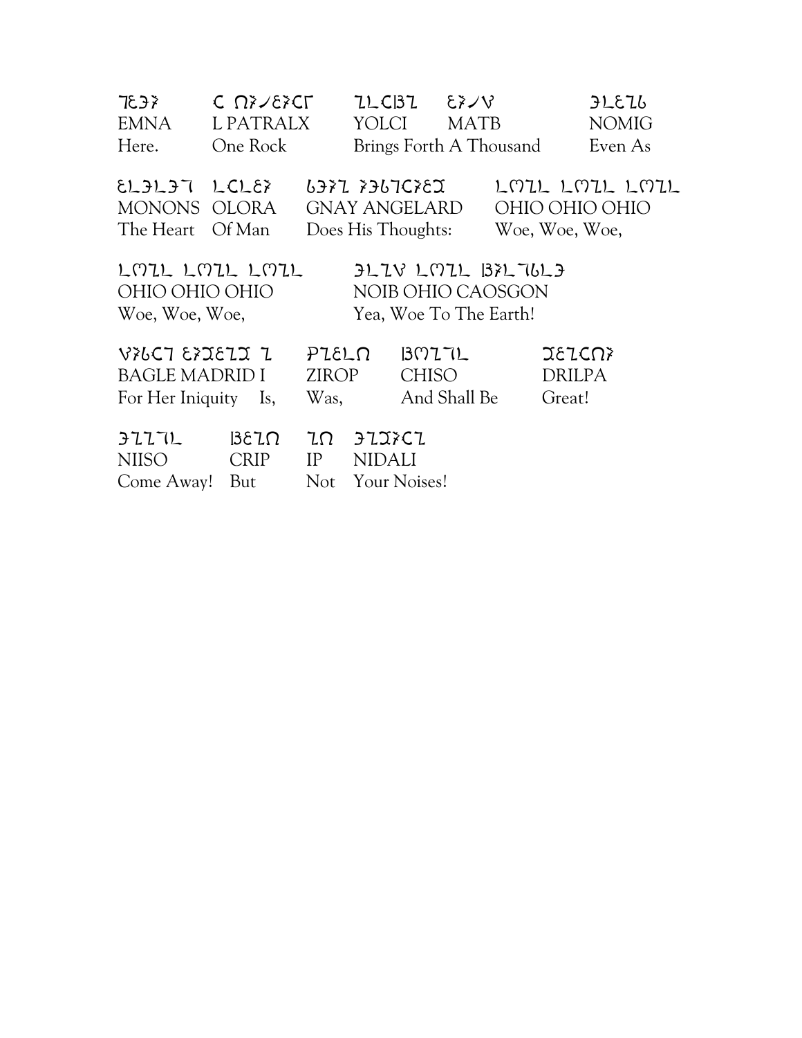EMNA L PATRALX YOLCI MATB NOMIG
Here. One Rock Brings Forth A Thousand Even As

MONONS OLORA GNAY ANGELARD OHIO OHIO OHIO
The Heart Of Man Does His Thoughts: Woe, Woe, Woe,

OHIO OHIO OHIO NOIB OHIO CAOSGON
Woe, Woe, Woe, Yea, Woe To The Earth!

BAGLE MADRID I ZIROP CHISO DRILPA
For Her Iniquity Is, Was, And Shall Be Great!

NIISO CRIP IP NIDALI
Come Away! But Not Your Noises!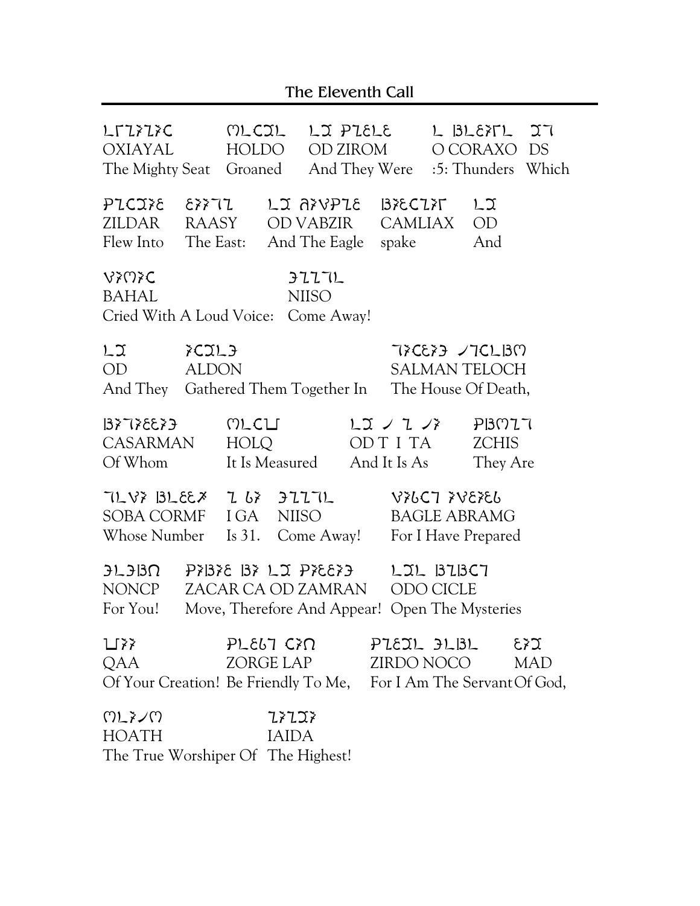## The Eleventh Call

OXIAYAL HOLDO OD ZIROM O CORAXO DS
The Mighty Seat Groaned And They Were :5: Thunders Which

ZILDAR RAASY OD VABZIR CAMLIAX OD
Flew Into The East: And The Eagle spake And

BAHAL NIISO
Cried With A Loud Voice: Come Away!

OD ALDON SALMAN TELOCH
And They Gathered Them Together In The House Of Death,

CASARMAN HOLQ OD T I TA ZCHIS
Of Whom It Is Measured And It Is As They Are

SOBA CORMF I GA NIISO BAGLE ABRAMG
Whose Number Is 31. Come Away! For I Have Prepared

NONCP ZACAR CA OD ZAMRAN ODO CICLE
For You! Move, Therefore And Appear! Open The Mysteries

QAA ZORGE LAP ZIRDO NOCO MAD
Of Your Creation! Be Friendly To Me, For I Am The Servant Of God,

HOATH IAIDA
The True Worshiper Of The Highest!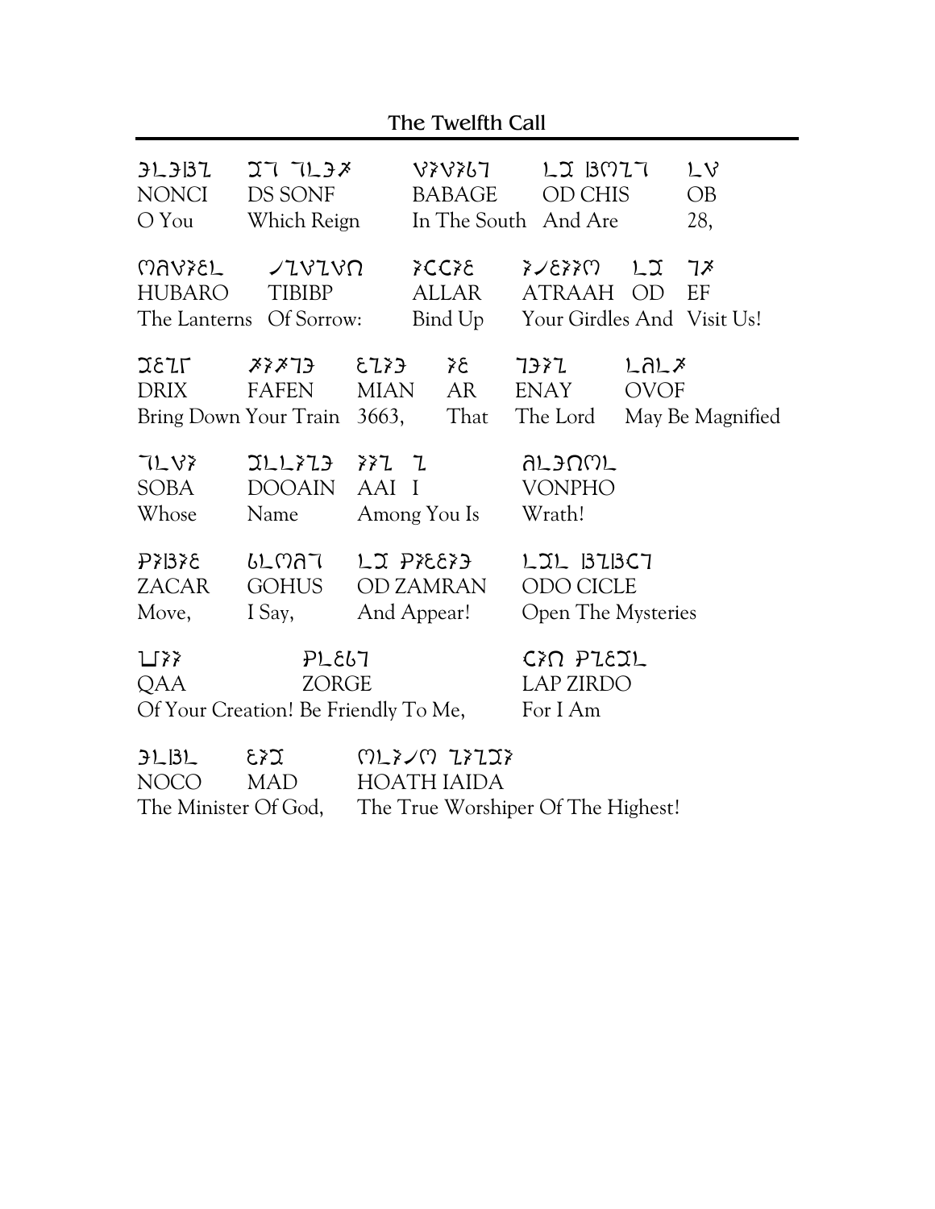## The Twelfth Call

| | | | | |
|---|---|---|---|---|
| NONCI | DS SONF | BABAGE | OD CHIS | OB |
| O You | Which Reign | In The South | And Are | 28, |

| | | | | | |
|---|---|---|---|---|---|
| HUBARO | TIBIBP | ALLAR | ATRAAH | OD | EF |
| The Lanterns | Of Sorrow: | Bind Up | Your Girdles | And | Visit Us! |

| | | | | | |
|---|---|---|---|---|---|
| DRIX | FAFEN | MIAN | AR | ENAY | OVOF |
| Bring Down | Your Train | 3663, | That | The Lord | May Be Magnified |

| | | | | |
|---|---|---|---|---|
| SOBA | DOOAIN | AAI | I | VONPHO |
| Whose | Name | Among You | Is | Wrath! |

| | | | | |
|---|---|---|---|---|
| ZACAR | GOHUS | OD ZAMRAN | ODO | CICLE |
| Move, | I Say, | And Appear! | Open | The Mysteries |

| | | | |
|---|---|---|---|
| QAA | ZORGE | LAP | ZIRDO |
| Of Your Creation! | Be Friendly To Me, | For | I Am |

| | | | |
|---|---|---|---|
| NOCO | MAD | HOATH | IAIDA |
| The Minister | Of God, | The True Worshiper | Of The Highest! |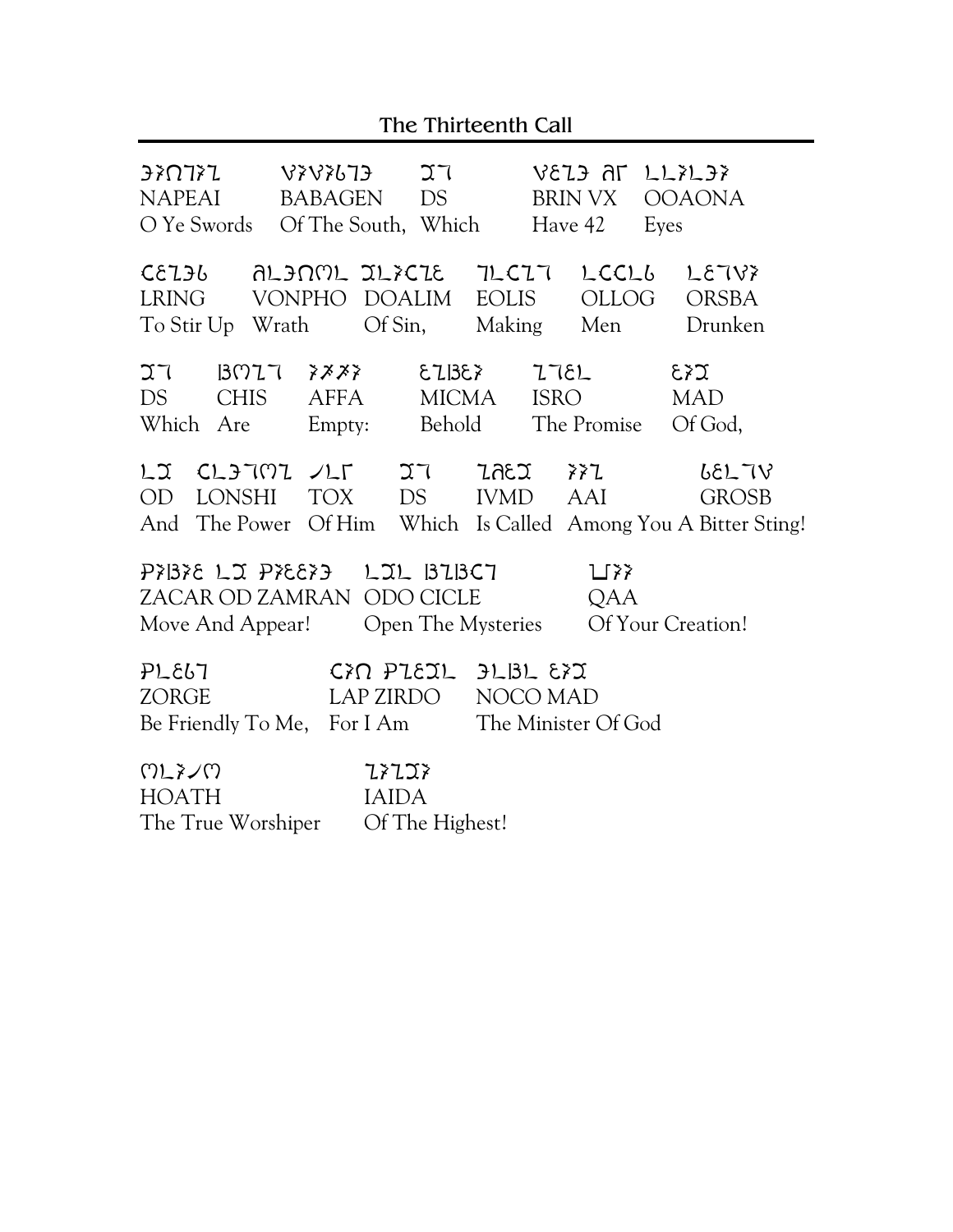## The Thirteenth Call

| NAPEAI | BABAGEN | DS | BRIN VX | OOAONA |
|---|---|---|---|---|
| O Ye Swords | Of The South, | Which | Have 42 | Eyes |

| LRING | VONPHO | DOALIM | EOLIS | OLLOG | ORSBA |
|---|---|---|---|---|---|
| To Stir Up | Wrath | Of Sin, | Making | Men | Drunken |

| DS | CHIS | AFFA | MICMA | ISRO | MAD |
|---|---|---|---|---|---|
| Which | Are | Empty: | Behold | The Promise | Of God, |

| OD | LONSHI | TOX | DS | IVMD | AAI | GROSB |
|---|---|---|---|---|---|---|
| And | The Power | Of Him | Which | Is Called | Among You | A Bitter Sting! |

| ZACAR OD ZAMRAN | ODO CICLE | QAA |
|---|---|---|
| Move And Appear! | Open The Mysteries | Of Your Creation! |

| ZORGE | LAP ZIRDO | NOCO MAD |
|---|---|---|
| Be Friendly To Me, | For I Am | The Minister Of God |

| HOATH | IAIDA |
|---|---|
| The True Worshiper | Of The Highest! |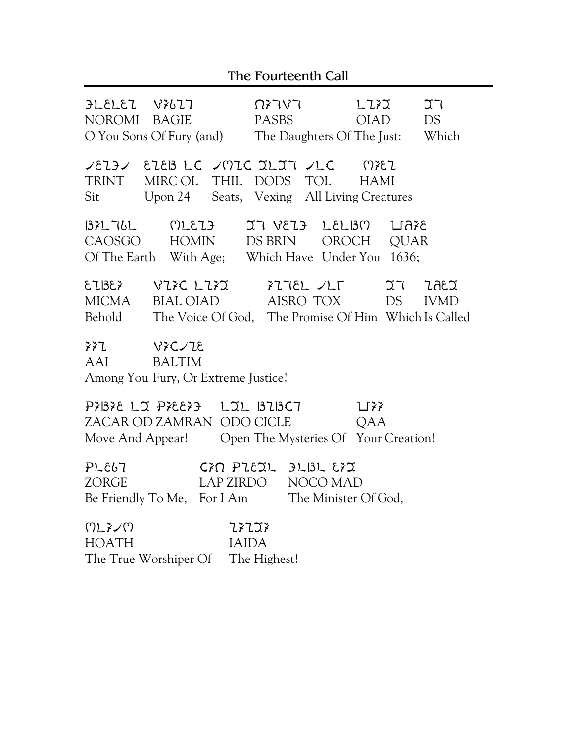## The Fourteenth Call

NOROMI BAGIE PASBS OIAD DS
O You Sons Of Fury (and) The Daughters Of The Just: Which

TRINT MIRC OL THIL DODS TOL HAMI
Sit Upon 24 Seats, Vexing All Living Creatures

CAOSGO HOMIN DS BRIN OROCH QUAR
Of The Earth With Age; Which Have Under You 1636;

MICMA BIAL OIAD AISRO TOX DS IVMD
Behold The Voice Of God, The Promise Of Him Which Is Called

AAI BALTIM
Among You Fury, Or Extreme Justice!

ZACAR OD ZAMRAN ODO CICLE QAA
Move And Appear! Open The Mysteries Of Your Creation!

ZORGE LAP ZIRDO NOCO MAD
Be Friendly To Me, For I Am The Minister Of God,

HOATH IAIDA
The True Worshiper Of The Highest!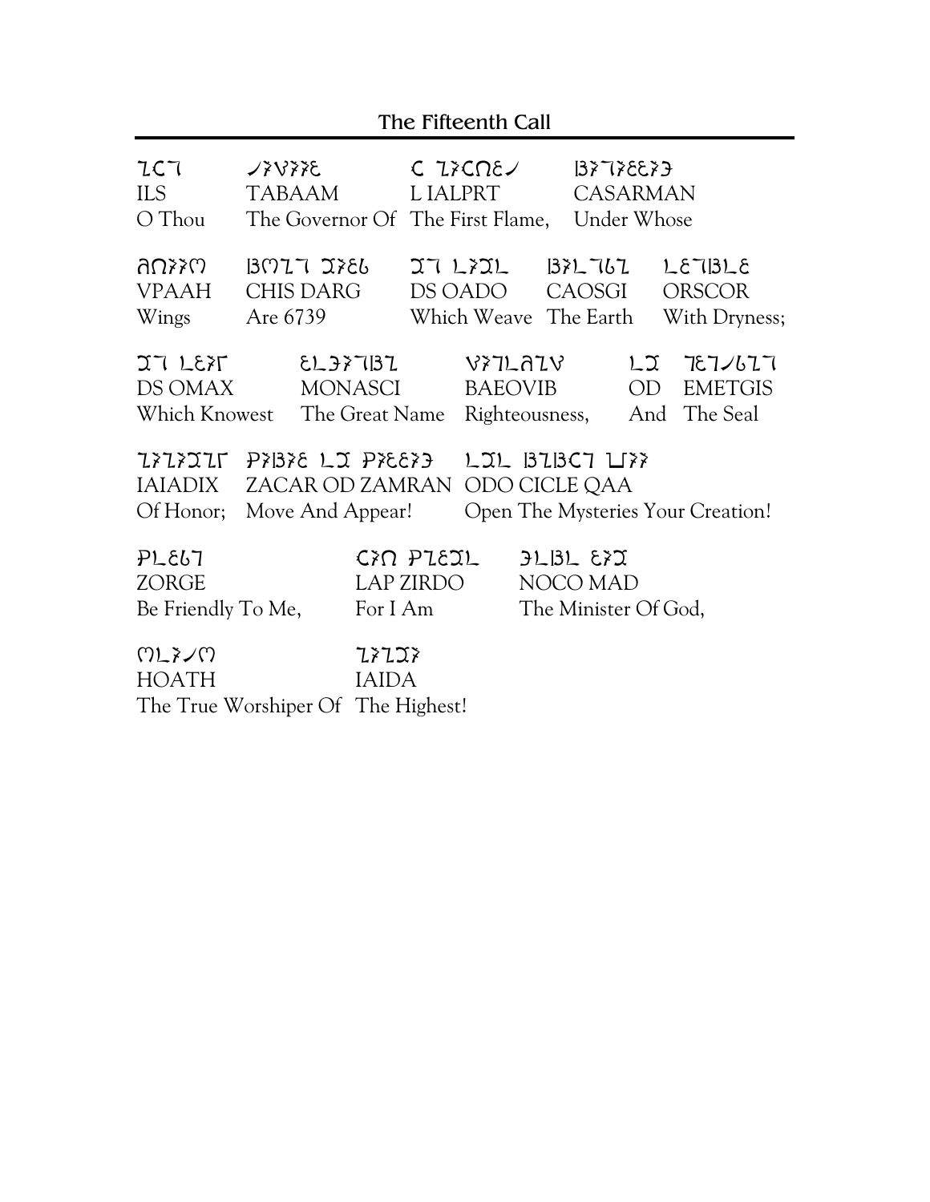## The Fifteenth Call

ILS — TABAAM — L IALPRT — CASARMAN
O Thou — The Governor Of — The First Flame, — Under Whose

VPAAH — CHIS DARG — DS OADO — CAOSGI — ORSCOR
Wings — Are 6739 — Which Weave — The Earth — With Dryness;

DS OMAX — MONASCI — BAEOVIB — OD — EMETGIS
Which Knowest — The Great Name — Righteousness, — And — The Seal

IAIADIX — ZACAR OD ZAMRAN — ODO CICLE QAA
Of Honor; — Move And Appear! — Open The Mysteries Your Creation!

ZORGE — LAP ZIRDO — NOCO MAD
Be Friendly To Me, — For I Am — The Minister Of God,

HOATH — IAIDA
The True Worshiper Of — The Highest!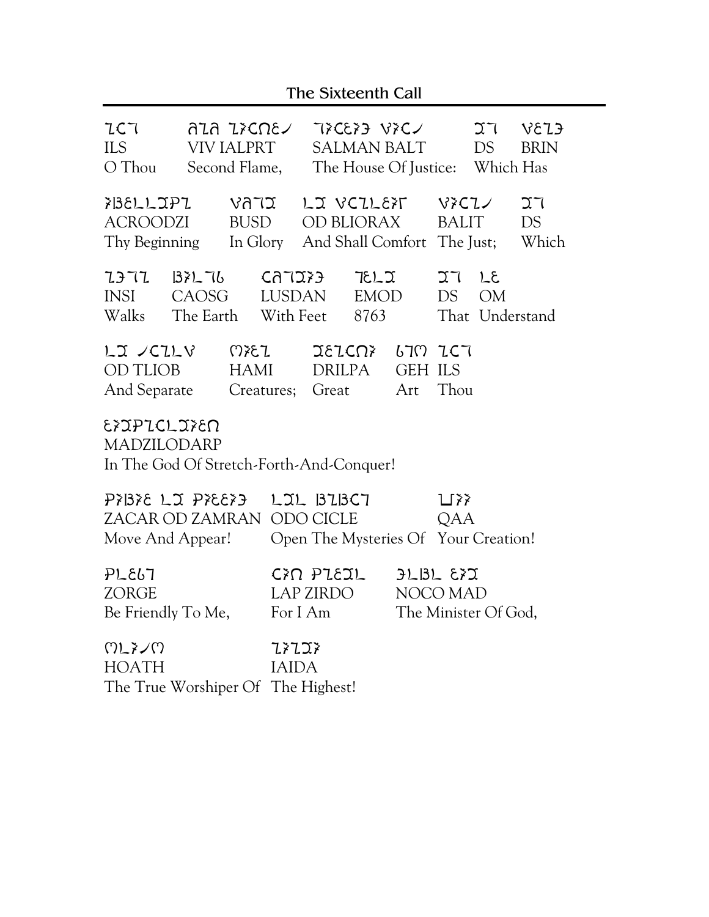## The Sixteenth Call

| | | | | |
|---|---|---|---|---|
| ILS | VIV IALPRT | SALMAN BALT | DS | BRIN |
| O Thou | Second Flame, | The House Of Justice: | Which Has | |

| | | | | |
|---|---|---|---|---|
| ACROODZI | BUSD | OD BLIORAX | BALIT | DS |
| Thy Beginning | In Glory | And Shall Comfort | The Just; | Which |

| | | | | | |
|---|---|---|---|---|---|
| INSI | CAOSG | LUSDAN | EMOD | DS | OM |
| Walks | The Earth | With Feet | 8763 | That | Understand |

| | | | | |
|---|---|---|---|---|
| OD TLIOB | HAMI | DRILPA | GEH | ILS |
| And Separate | Creatures; | Great | Art | Thou |

MADZILODARP
In The God Of Stretch-Forth-And-Conquer!

| | | |
|---|---|---|
| ZACAR OD ZAMRAN | ODO CICLE | QAA |
| Move And Appear! | Open The Mysteries Of | Your Creation! |

| | | |
|---|---|---|
| ZORGE | LAP ZIRDO | NOCO MAD |
| Be Friendly To Me, | For I Am | The Minister Of God, |

| | |
|---|---|
| HOATH | IAIDA |
| The True Worshiper Of | The Highest! |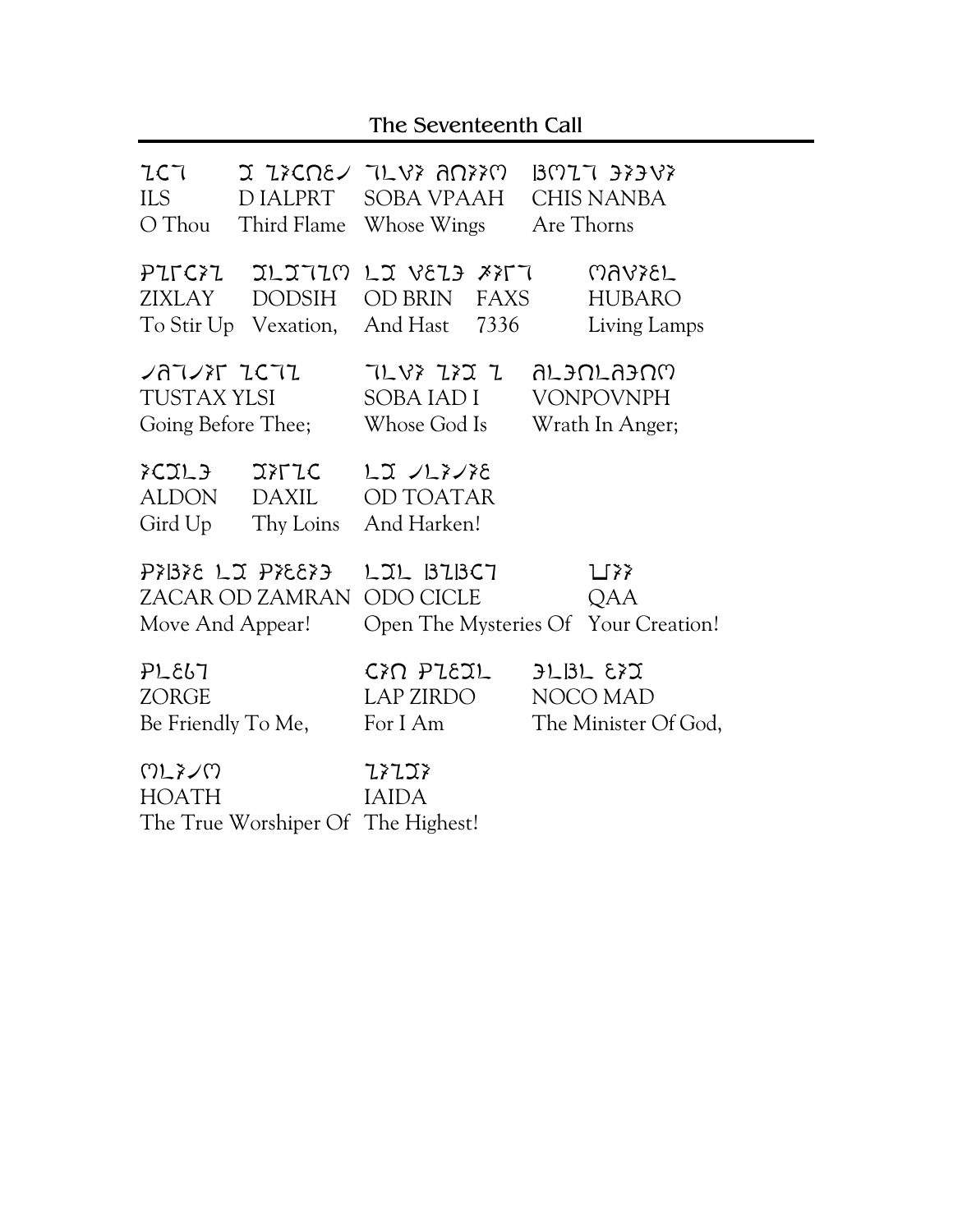## The Seventeenth Call

| ILS | D IALPRT | SOBA VPAAH | CHIS NANBA |
|---|---|---|---|
| O Thou | Third Flame | Whose Wings | Are Thorns |

| ZIXLAY | DODSIH | OD BRIN | FAXS | HUBARO |
|---|---|---|---|---|
| To Stir Up | Vexation, | And Hast | 7336 | Living Lamps |

| TUSTAX YLSI | SOBA IAD I | VONPOVNPH |
|---|---|---|
| Going Before Thee; | Whose God Is | Wrath In Anger; |

| ALDON | DAXIL | OD TOATAR |
|---|---|---|
| Gird Up | Thy Loins | And Harken! |

| ZACAR OD ZAMRAN | ODO CICLE | QAA |
|---|---|---|
| Move And Appear! | Open The Mysteries Of | Your Creation! |

| ZORGE | LAP ZIRDO | NOCO MAD |
|---|---|---|
| Be Friendly To Me, | For I Am | The Minister Of God, |

| HOATH | IAIDA |
|---|---|
| The True Worshiper Of | The Highest! |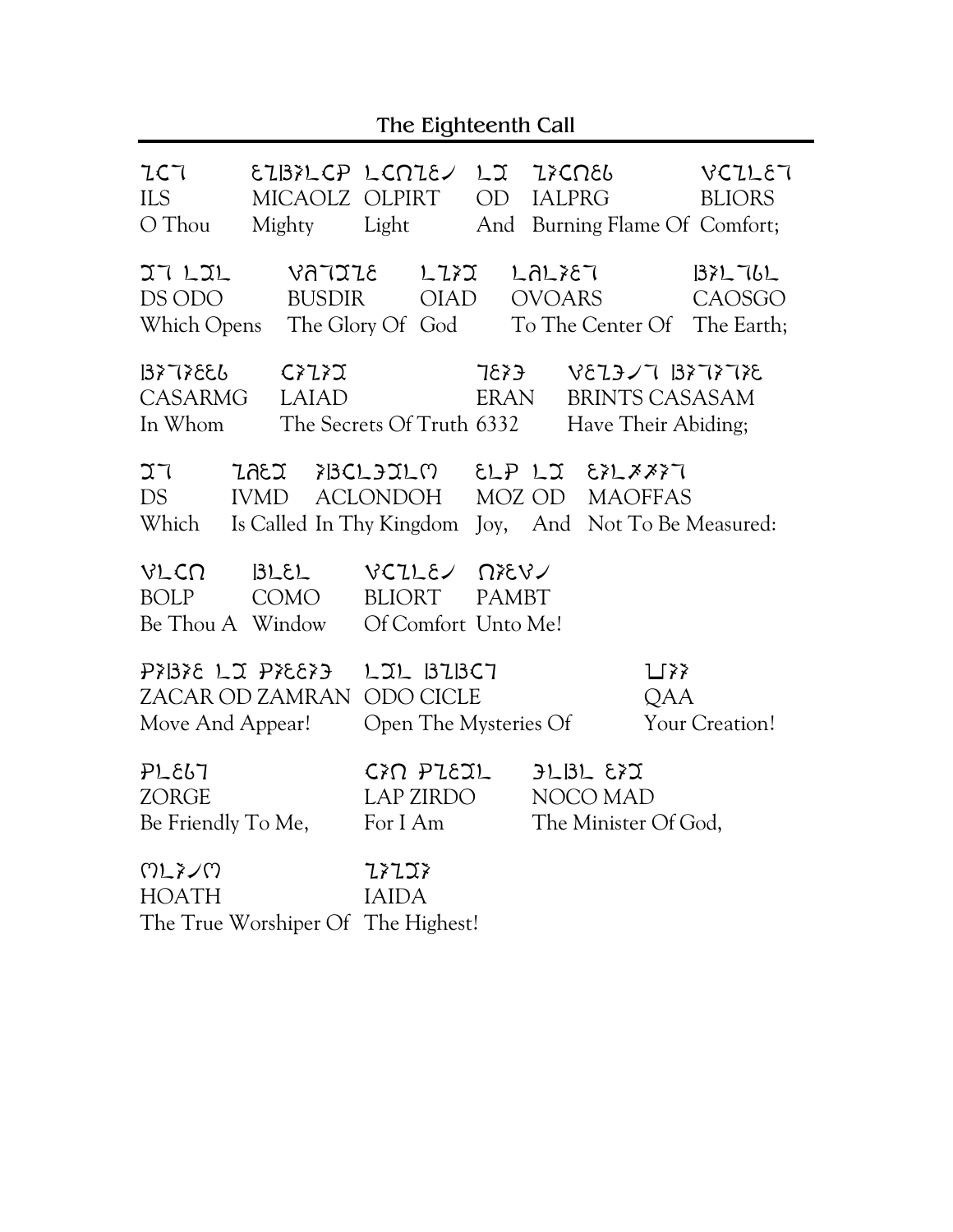## The Eighteenth Call

ILS MICAOLZ OLPIRT OD IALPRG BLIORS
O Thou Mighty Light And Burning Flame Of Comfort;

DS ODO BUSDIR OIAD OVOARS CAOSGO
Which Opens The Glory Of God To The Center Of The Earth;

CASARMG LAIAD ERAN BRINTS CASASAM
In Whom The Secrets Of Truth 6332 Have Their Abiding;

DS IVMD ACLONDOH MOZ OD MAOFFAS
Which Is Called In Thy Kingdom Joy, And Not To Be Measured:

BOLP COMO BLIORT PAMBT
Be Thou A Window Of Comfort Unto Me!

ZACAR OD ZAMRAN ODO CICLE QAA
Move And Appear! Open The Mysteries Of Your Creation!

ZORGE LAP ZIRDO NOCO MAD
Be Friendly To Me, For I Am The Minister Of God,

HOATH IAIDA
The True Worshiper Of The Highest!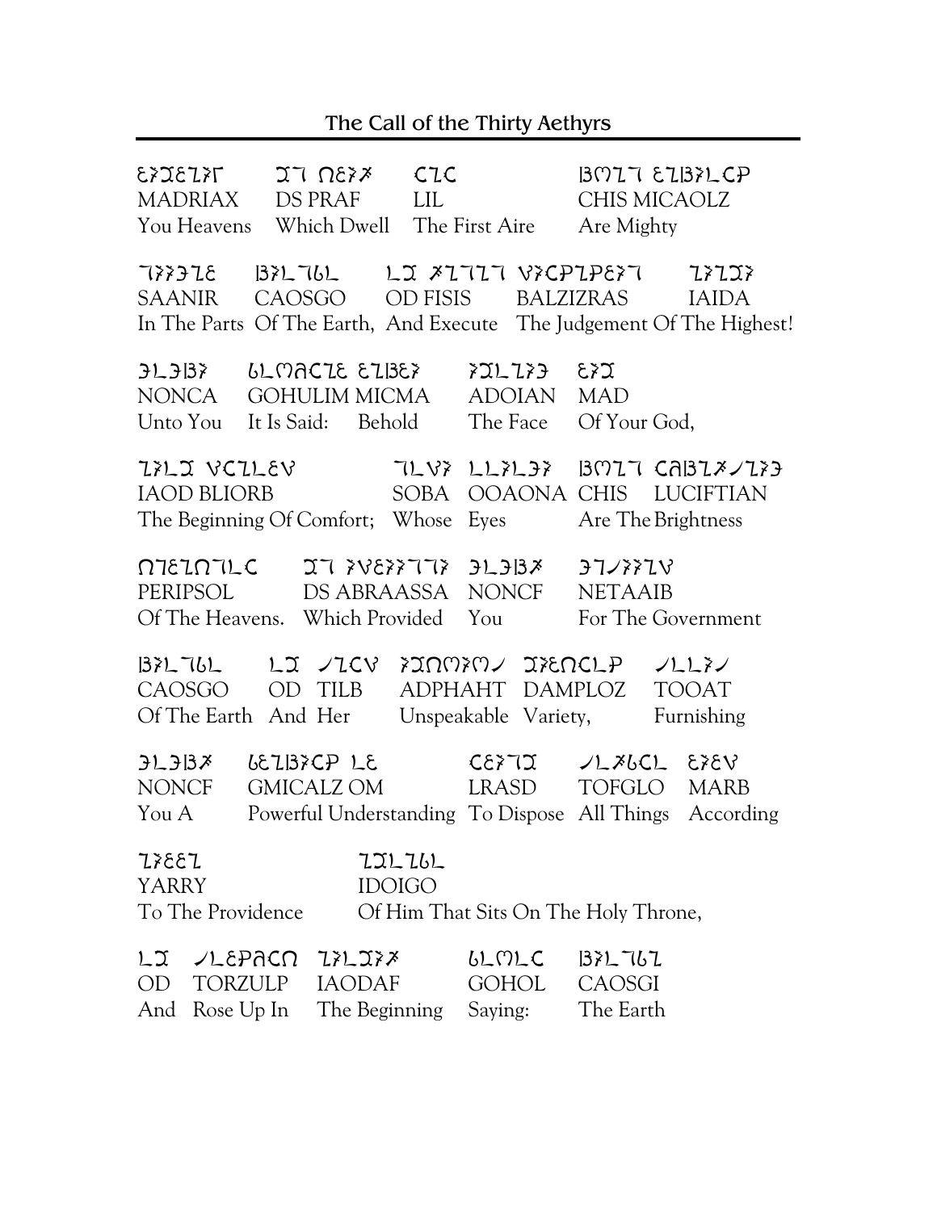## The Call of the Thirty Aethyrs

MADRIAX DS PRAF LIL CHIS MICAOLZ
You Heavens Which Dwell The First Aire Are Mighty

SAANIR CAOSGO OD FISIS BALZIZRAS IAIDA
In The Parts Of The Earth, And Execute The Judgement Of The Highest!

NONCA GOHULIM MICMA ADOIAN MAD
Unto You It Is Said: Behold The Face Of Your God,

IAOD BLIORB SOBA OOAONA CHIS LUCIFTIAN
The Beginning Of Comfort; Whose Eyes Are The Brightness

PERIPSOL DS ABRAASSA NONCF NETAAIB
Of The Heavens. Which Provided You For The Government

CAOSGO OD TILB ADPHAHT DAMPLOZ TOOAT
Of The Earth And Her Unspeakable Variety, Furnishing

NONCF GMICALZ OM LRASD TOFGLO MARB
You A Powerful Understanding To Dispose All Things According

YARRY IDOIGO
To The Providence Of Him That Sits On The Holy Throne,

OD TORZULP IAODAF GOHOL CAOSGI
And Rose Up In The Beginning Saying: The Earth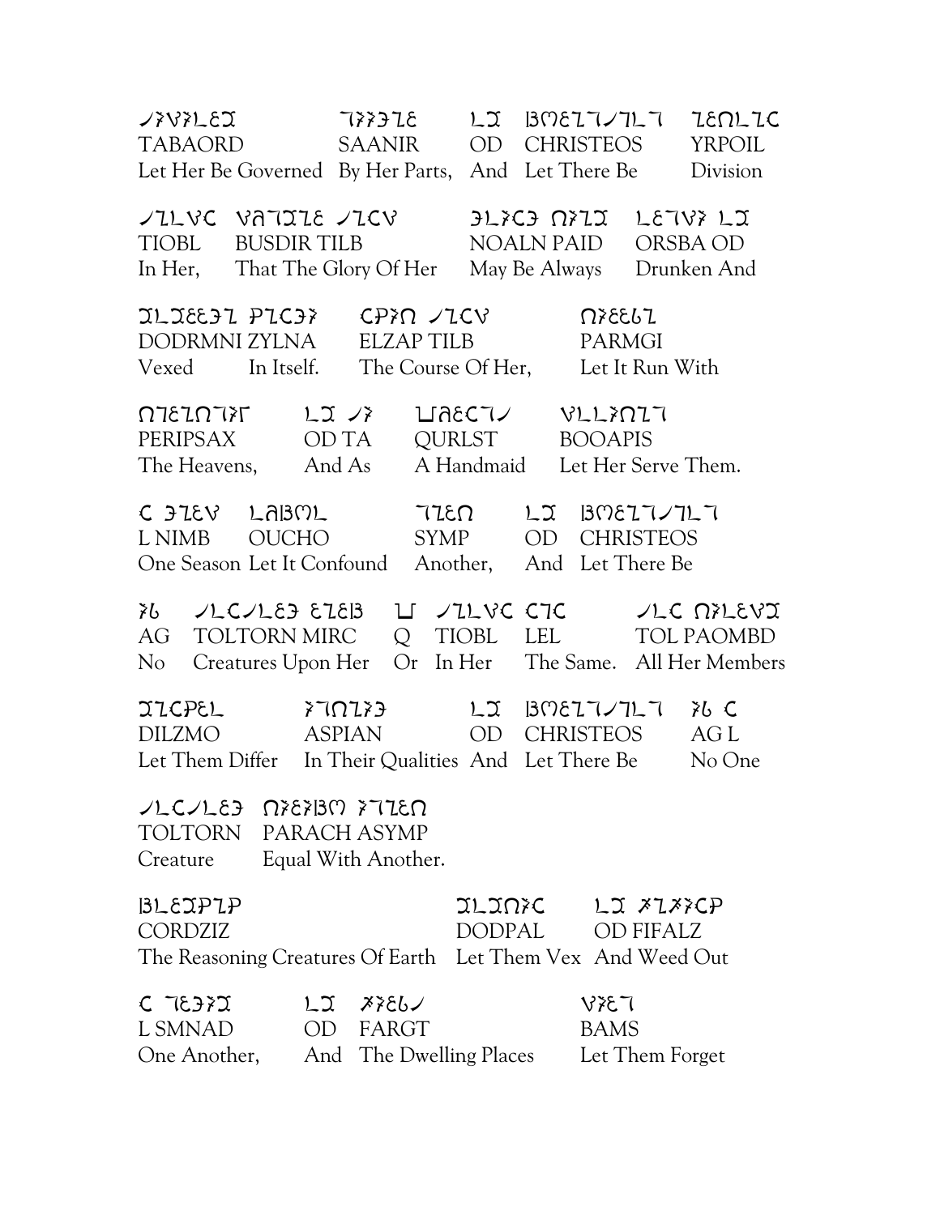TABAORD SAANIR OD CHRISTEOS YRPOIL
Let Her Be Governed By Her Parts, And Let There Be Division

TIOBL BUSDIR TILB NOALN PAID ORSBA OD
In Her, That The Glory Of Her May Be Always Drunken And

DODRMNI ZYLNA ELZAP TILB PARMGI
Vexed In Itself. The Course Of Her, Let It Run With

PERIPSAX OD TA QURLST BOOAPIS
The Heavens, And As A Handmaid Let Her Serve Them.

L NIMB OUCHO SYMP OD CHRISTEOS
One Season Let It Confound Another, And Let There Be

AG TOLTORN MIRC Q TIOBL LEL TOL PAOMBD
No Creatures Upon Her Or In Her The Same. All Her Members

DILZMO ASPIAN OD CHRISTEOS AG L
Let Them Differ In Their Qualities And Let There Be No One

TOLTORN PARACH ASYMP
Creature Equal With Another.

CORDZIZ DODPAL OD FIFALZ
The Reasoning Creatures Of Earth Let Them Vex And Weed Out

L SMNAD OD FARGT BAMS
One Another, And The Dwelling Places Let Them Forget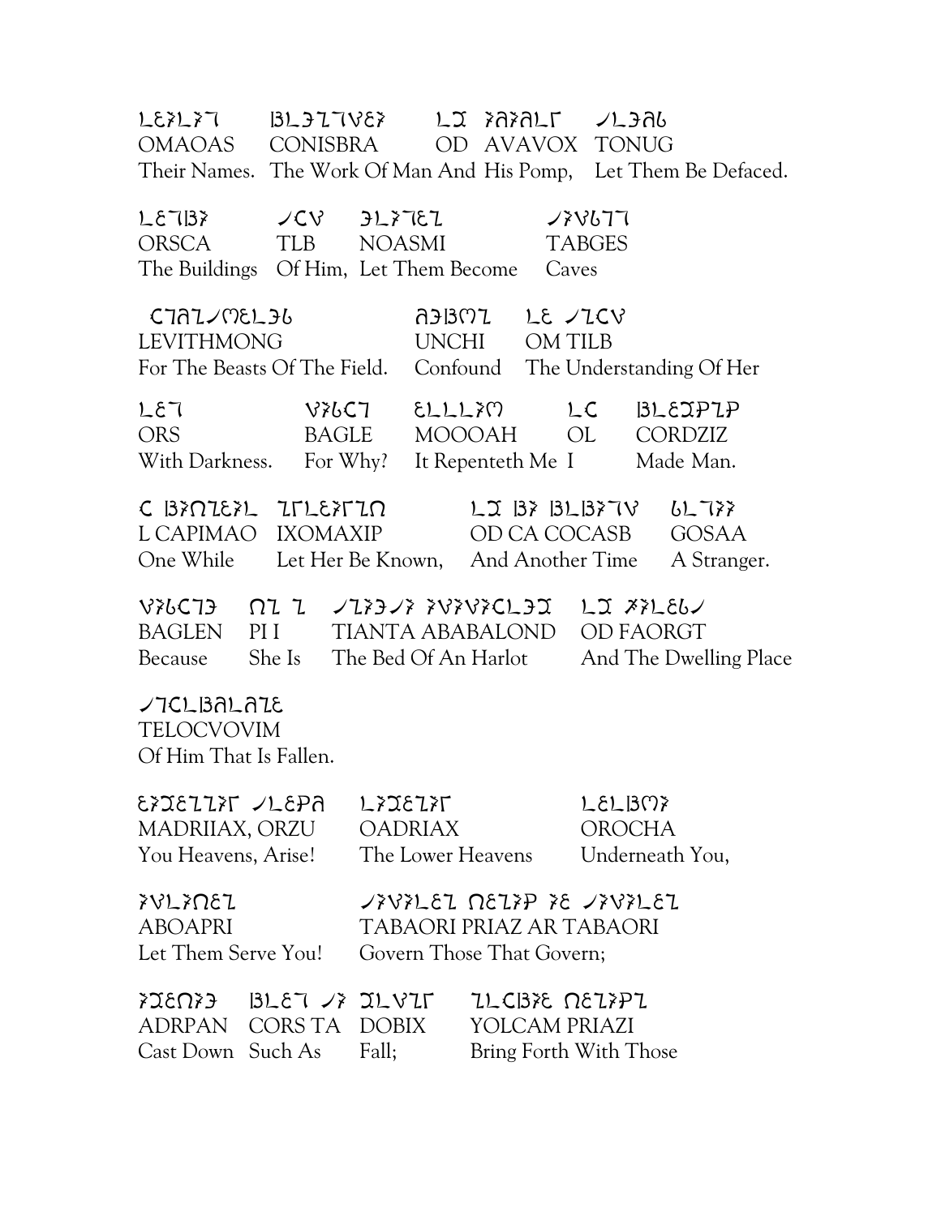OMAOAS CONISBRA OD AVAVOX TONUG
Their Names. The Work Of Man And His Pomp, Let Them Be Defaced.

ORSCA TLB NOASMI TABGES
The Buildings Of Him, Let Them Become Caves

LEVITHMONG UNCHI OM TILB
For The Beasts Of The Field. Confound The Understanding Of Her

ORS BAGLE MOOOAH OL CORDZIZ
With Darkness. For Why? It Repenteth Me I Made Man.

L CAPIMAO IXOMAXIP OD CA COCASB GOSAA
One While Let Her Be Known, And Another Time A Stranger.

BAGLEN PI I TIANTA ABABALOND OD FAORGT
Because She Is The Bed Of An Harlot And The Dwelling Place

TELOCVOVIM
Of Him That Is Fallen.

MADRIIAX, ORZU OADRIAX OROCHA
You Heavens, Arise! The Lower Heavens Underneath You,

ABOAPRI TABAORI PRIAZ AR TABAORI
Let Them Serve You! Govern Those That Govern;

ADRPAN CORS TA DOBIX YOLCAM PRIAZI
Cast Down Such As Fall; Bring Forth With Those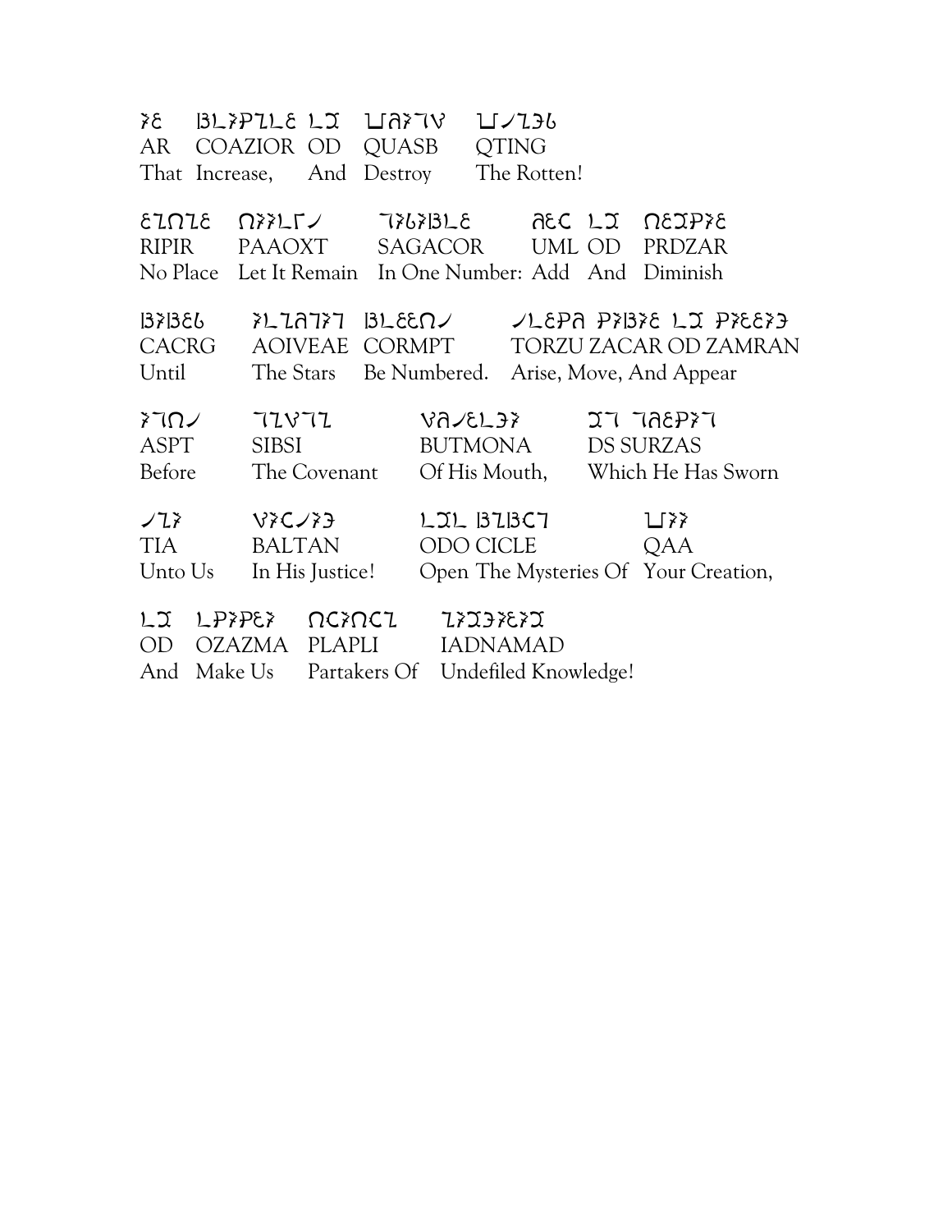AR COAZIOR OD QUASB QTING
That Increase, And Destroy The Rotten!

RIPIR PAAOXT SAGACOR UML OD PRDZAR
No Place Let It Remain In One Number: Add And Diminish

CACRG AOIVEAE CORMPT TORZU ZACAR OD ZAMRAN
Until The Stars Be Numbered. Arise, Move, And Appear

ASPT SIBSI BUTMONA DS SURZAS
Before The Covenant Of His Mouth, Which He Has Sworn

TIA BALTAN ODO CICLE QAA
Unto Us In His Justice! Open The Mysteries Of Your Creation,

OD OZAZMA PLAPLI IADNAMAD
And Make Us Partakers Of Undefiled Knowledge!